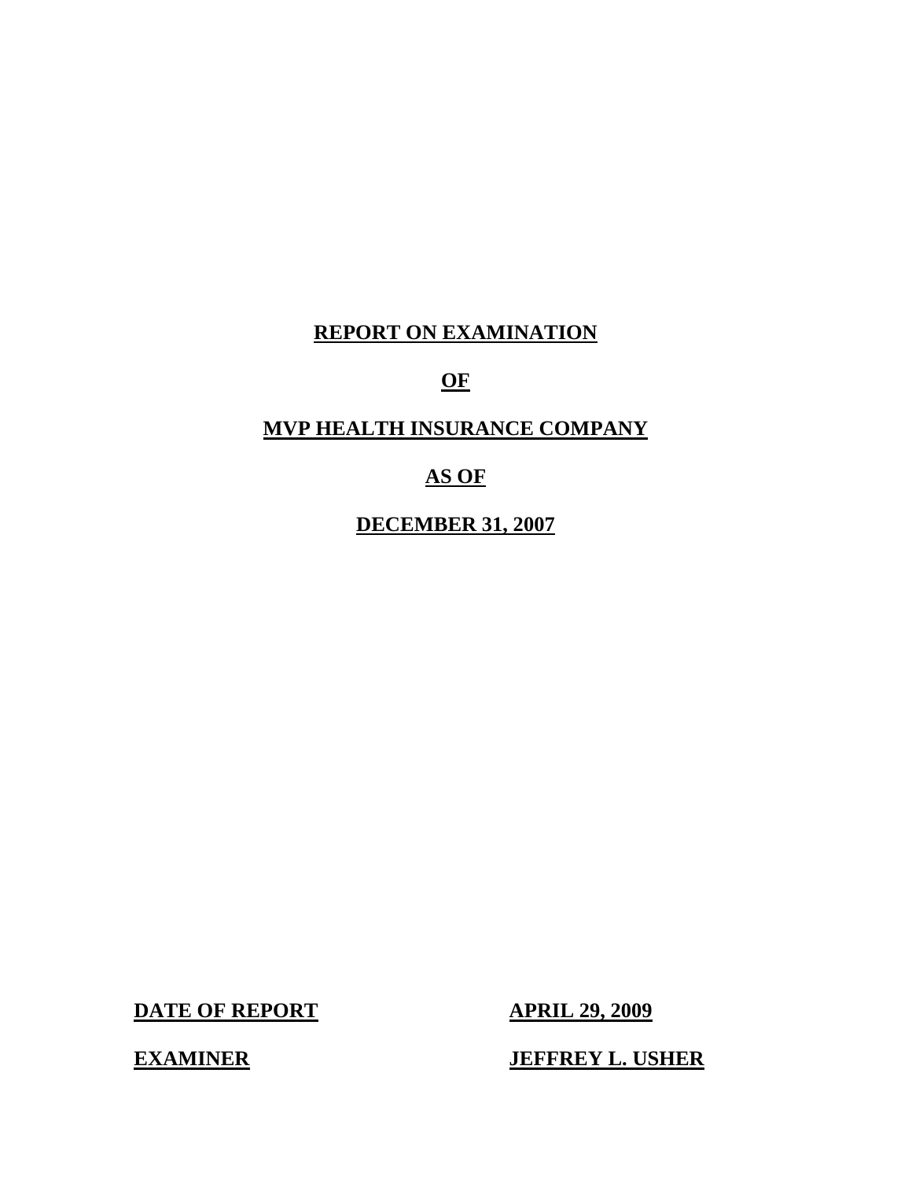# REPORT ON EXAMINATION

# OF

# MVP HEALTH INSURANCE COMPANY

# AS OF

# DECEMBER 31, 2007

**DATE OF REPORT** **APRIL 29, 2009**

**EXAMINER** **JEFFREY L. USHER**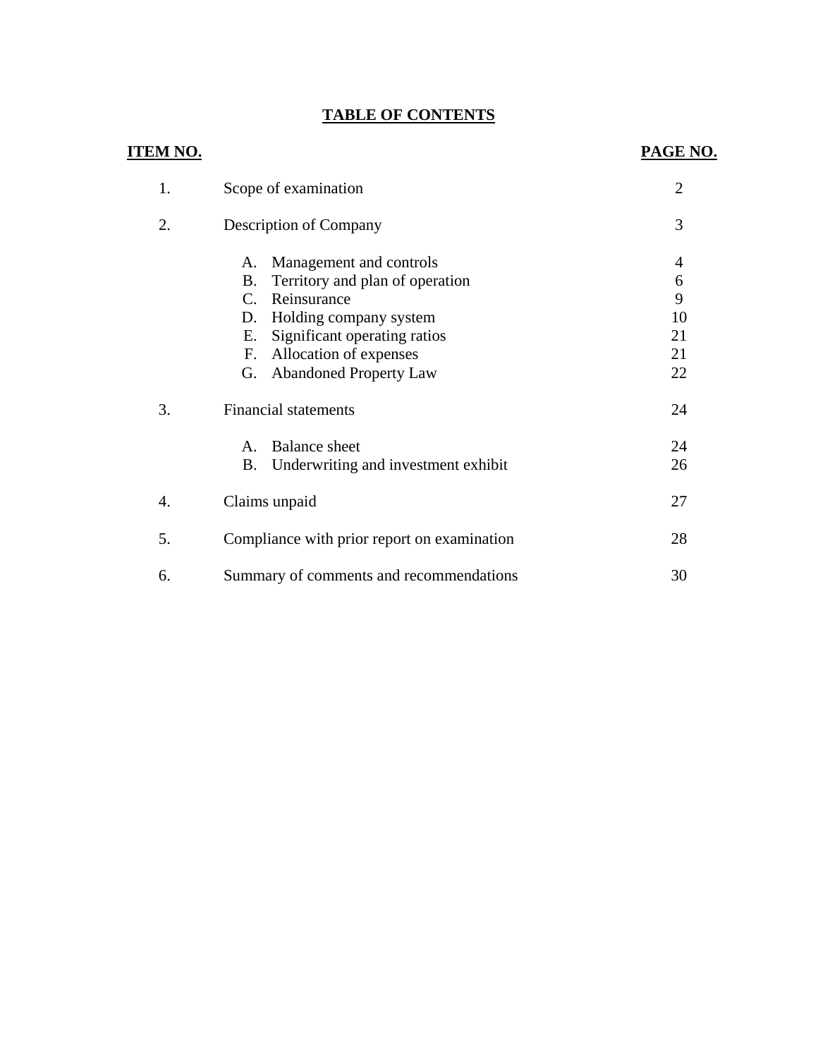## TABLE OF CONTENTS

| ITEM NO. | | PAGE NO. |
|---|---|---|
| 1. | Scope of examination | 2 |
| 2. | Description of Company | 3 |
| | A. Management and controls | 4 |
| | B. Territory and plan of operation | 6 |
| | C. Reinsurance | 9 |
| | D. Holding company system | 10 |
| | E. Significant operating ratios | 21 |
| | F. Allocation of expenses | 21 |
| | G. Abandoned Property Law | 22 |
| 3. | Financial statements | 24 |
| | A. Balance sheet | 24 |
| | B. Underwriting and investment exhibit | 26 |
| 4. | Claims unpaid | 27 |
| 5. | Compliance with prior report on examination | 28 |
| 6. | Summary of comments and recommendations | 30 |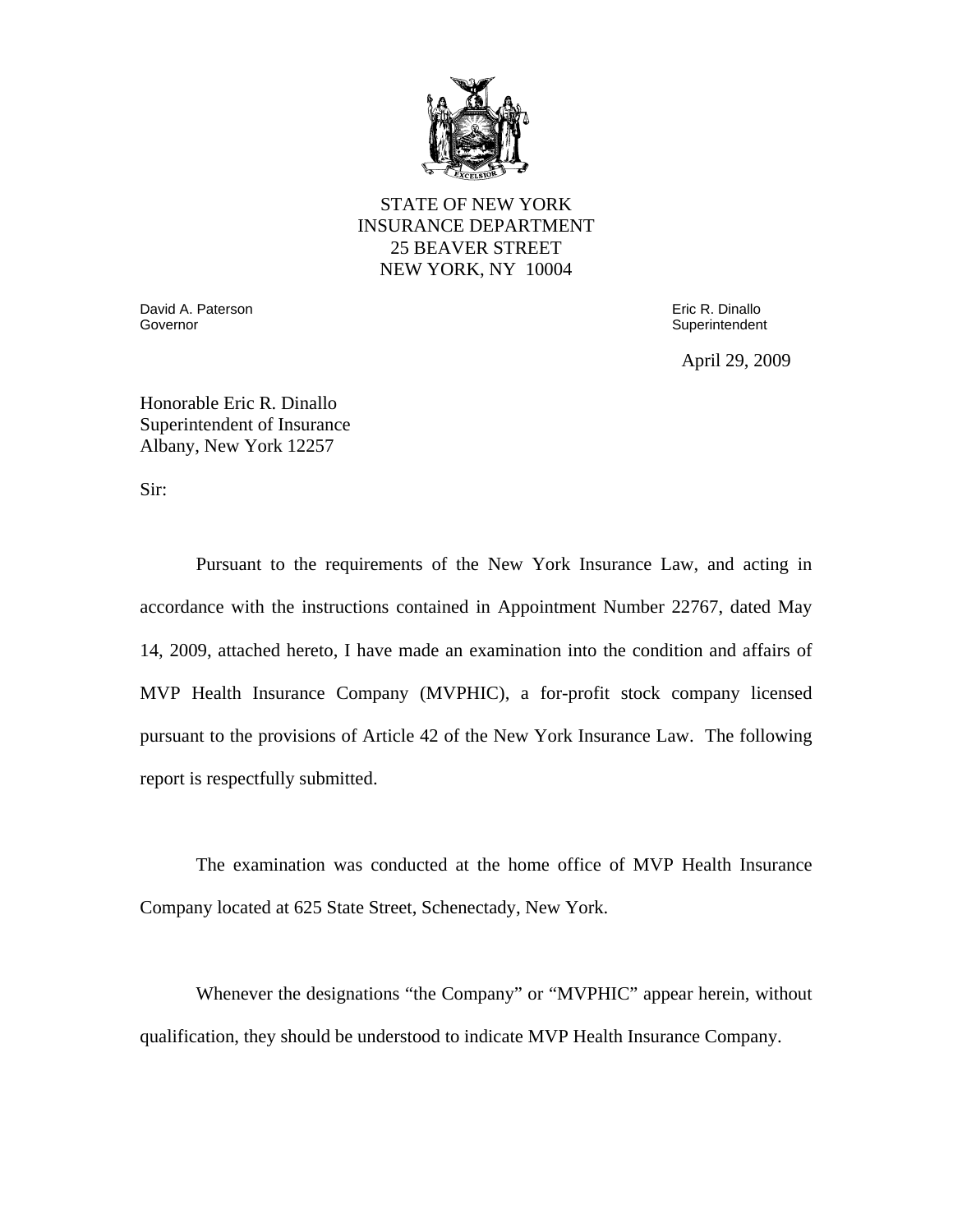STATE OF NEW YORK
INSURANCE DEPARTMENT
25 BEAVER STREET
NEW YORK, NY 10004

David A. Paterson
Governor

Eric R. Dinallo
Superintendent

April 29, 2009

Honorable Eric R. Dinallo
Superintendent of Insurance
Albany, New York 12257

Sir:

Pursuant to the requirements of the New York Insurance Law, and acting in accordance with the instructions contained in Appointment Number 22767, dated May 14, 2009, attached hereto, I have made an examination into the condition and affairs of MVP Health Insurance Company (MVPHIC), a for-profit stock company licensed pursuant to the provisions of Article 42 of the New York Insurance Law. The following report is respectfully submitted.

The examination was conducted at the home office of MVP Health Insurance Company located at 625 State Street, Schenectady, New York.

Whenever the designations "the Company" or "MVPHIC" appear herein, without qualification, they should be understood to indicate MVP Health Insurance Company.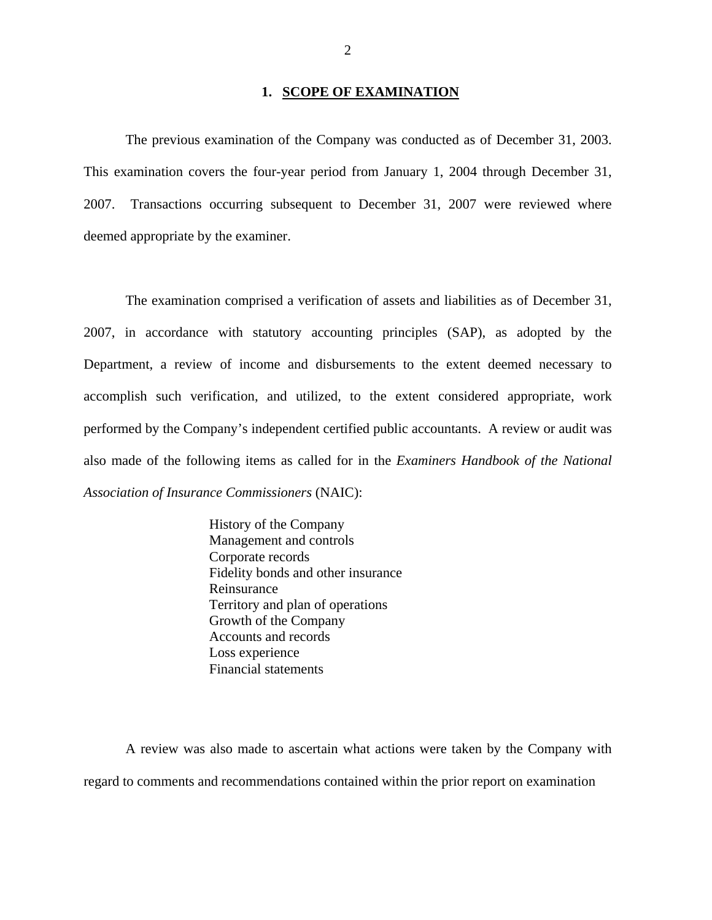## 1. SCOPE OF EXAMINATION

The previous examination of the Company was conducted as of December 31, 2003. This examination covers the four-year period from January 1, 2004 through December 31, 2007. Transactions occurring subsequent to December 31, 2007 were reviewed where deemed appropriate by the examiner.

The examination comprised a verification of assets and liabilities as of December 31, 2007, in accordance with statutory accounting principles (SAP), as adopted by the Department, a review of income and disbursements to the extent deemed necessary to accomplish such verification, and utilized, to the extent considered appropriate, work performed by the Company's independent certified public accountants. A review or audit was also made of the following items as called for in the *Examiners Handbook of the National Association of Insurance Commissioners* (NAIC):

- History of the Company
- Management and controls
- Corporate records
- Fidelity bonds and other insurance
- Reinsurance
- Territory and plan of operations
- Growth of the Company
- Accounts and records
- Loss experience
- Financial statements

A review was also made to ascertain what actions were taken by the Company with regard to comments and recommendations contained within the prior report on examination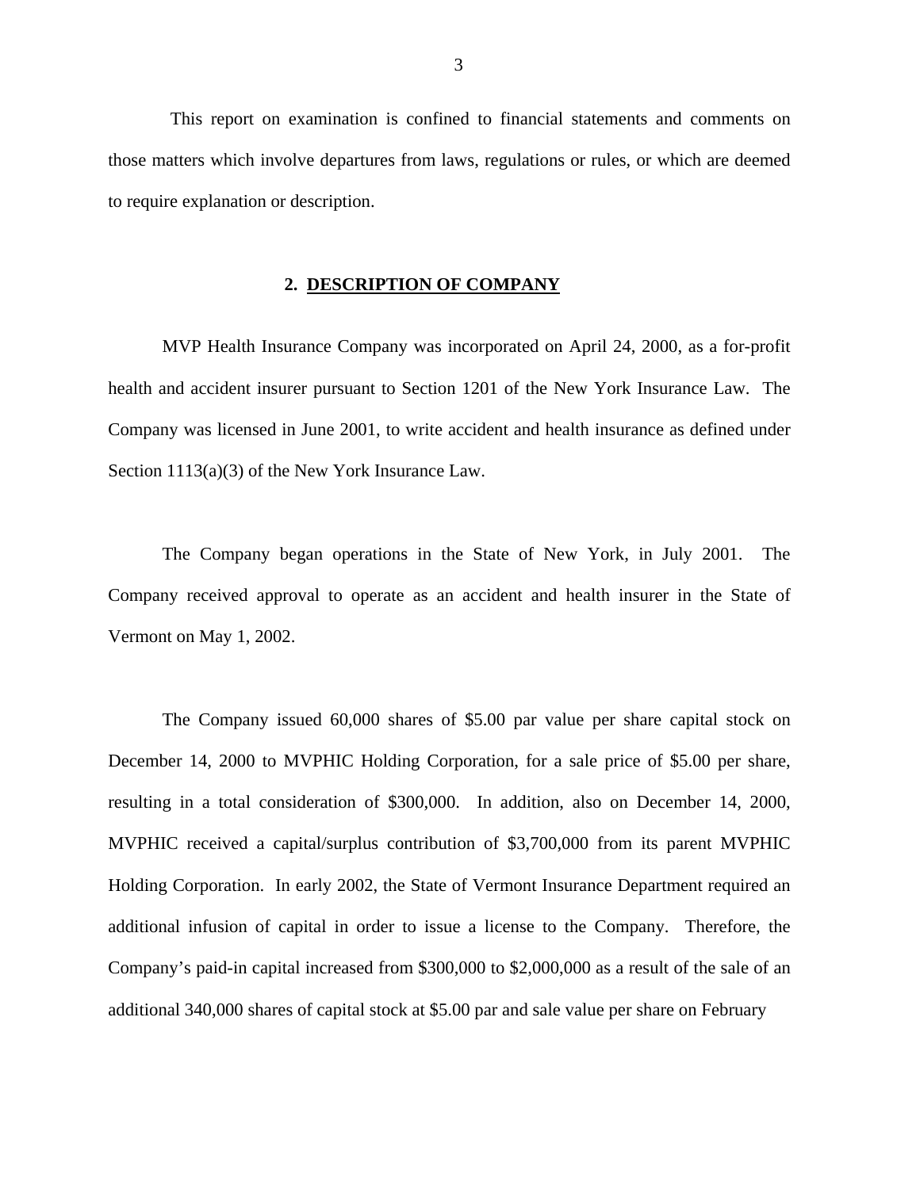This report on examination is confined to financial statements and comments on those matters which involve departures from laws, regulations or rules, or which are deemed to require explanation or description.

## 2. DESCRIPTION OF COMPANY

MVP Health Insurance Company was incorporated on April 24, 2000, as a for-profit health and accident insurer pursuant to Section 1201 of the New York Insurance Law. The Company was licensed in June 2001, to write accident and health insurance as defined under Section 1113(a)(3) of the New York Insurance Law.

The Company began operations in the State of New York, in July 2001. The Company received approval to operate as an accident and health insurer in the State of Vermont on May 1, 2002.

The Company issued 60,000 shares of $5.00 par value per share capital stock on December 14, 2000 to MVPHIC Holding Corporation, for a sale price of $5.00 per share, resulting in a total consideration of $300,000. In addition, also on December 14, 2000, MVPHIC received a capital/surplus contribution of $3,700,000 from its parent MVPHIC Holding Corporation. In early 2002, the State of Vermont Insurance Department required an additional infusion of capital in order to issue a license to the Company. Therefore, the Company's paid-in capital increased from $300,000 to $2,000,000 as a result of the sale of an additional 340,000 shares of capital stock at $5.00 par and sale value per share on February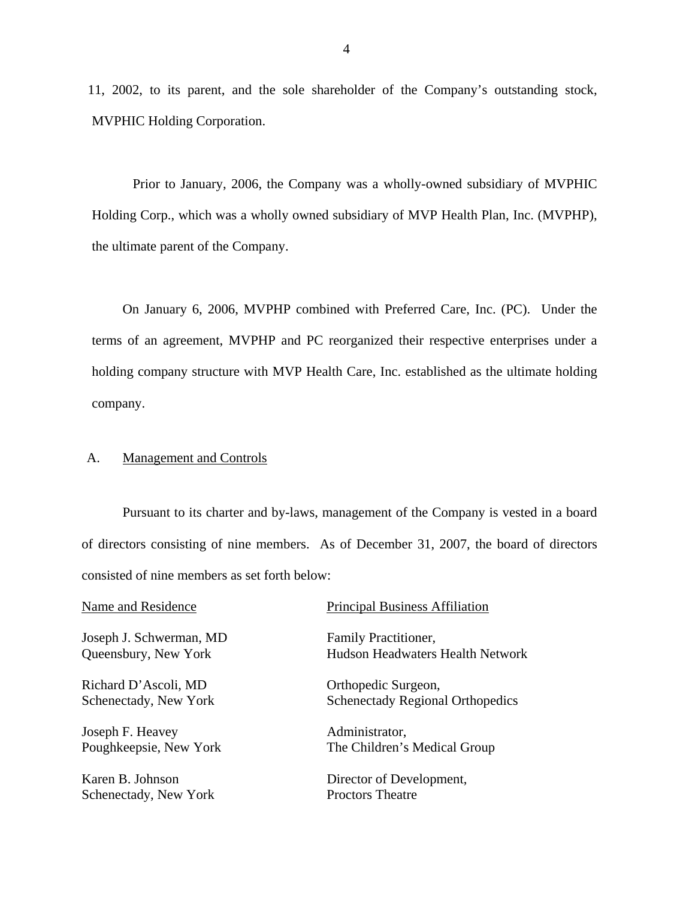11, 2002, to its parent, and the sole shareholder of the Company's outstanding stock, MVPHIC Holding Corporation.

Prior to January, 2006, the Company was a wholly-owned subsidiary of MVPHIC Holding Corp., which was a wholly owned subsidiary of MVP Health Plan, Inc. (MVPHP), the ultimate parent of the Company.

On January 6, 2006, MVPHP combined with Preferred Care, Inc. (PC). Under the terms of an agreement, MVPHP and PC reorganized their respective enterprises under a holding company structure with MVP Health Care, Inc. established as the ultimate holding company.

## A. Management and Controls

Pursuant to its charter and by-laws, management of the Company is vested in a board of directors consisting of nine members. As of December 31, 2007, the board of directors consisted of nine members as set forth below:

| Name and Residence | Principal Business Affiliation |
|---|---|
| Joseph J. Schwerman, MD<br>Queensbury, New York | Family Practitioner,<br>Hudson Headwaters Health Network |
| Richard D'Ascoli, MD<br>Schenectady, New York | Orthopedic Surgeon,<br>Schenectady Regional Orthopedics |
| Joseph F. Heavey<br>Poughkeepsie, New York | Administrator,<br>The Children's Medical Group |
| Karen B. Johnson<br>Schenectady, New York | Director of Development,<br>Proctors Theatre |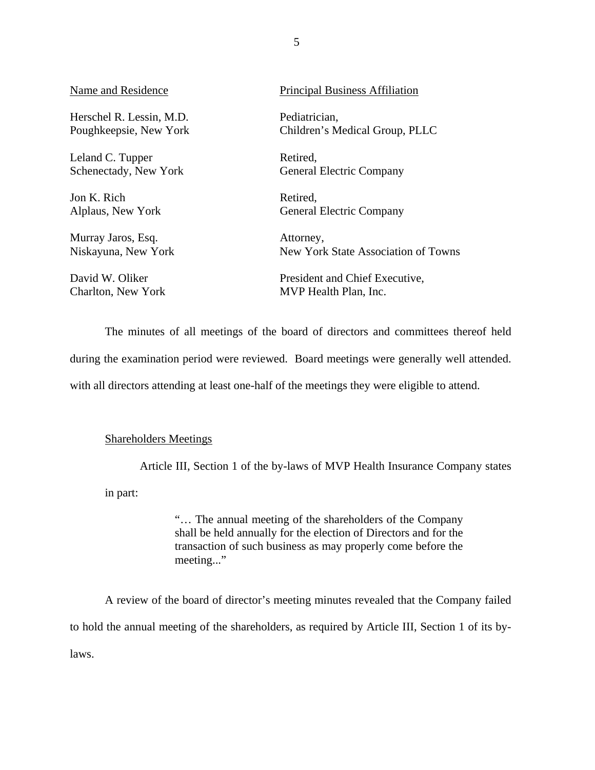| Name and Residence | Principal Business Affiliation |
| --- | --- |
| Herschel R. Lessin, M.D.<br>Poughkeepsie, New York | Pediatrician,<br>Children's Medical Group, PLLC |
| Leland C. Tupper<br>Schenectady, New York | Retired,<br>General Electric Company |
| Jon K. Rich<br>Alplaus, New York | Retired,<br>General Electric Company |
| Murray Jaros, Esq.<br>Niskayuna, New York | Attorney,<br>New York State Association of Towns |
| David W. Oliker<br>Charlton, New York | President and Chief Executive,<br>MVP Health Plan, Inc. |

The minutes of all meetings of the board of directors and committees thereof held during the examination period were reviewed. Board meetings were generally well attended. with all directors attending at least one-half of the meetings they were eligible to attend.

## Shareholders Meetings

Article III, Section 1 of the by-laws of MVP Health Insurance Company states in part:

> "… The annual meeting of the shareholders of the Company shall be held annually for the election of Directors and for the transaction of such business as may properly come before the meeting..."

A review of the board of director's meeting minutes revealed that the Company failed to hold the annual meeting of the shareholders, as required by Article III, Section 1 of its by-laws.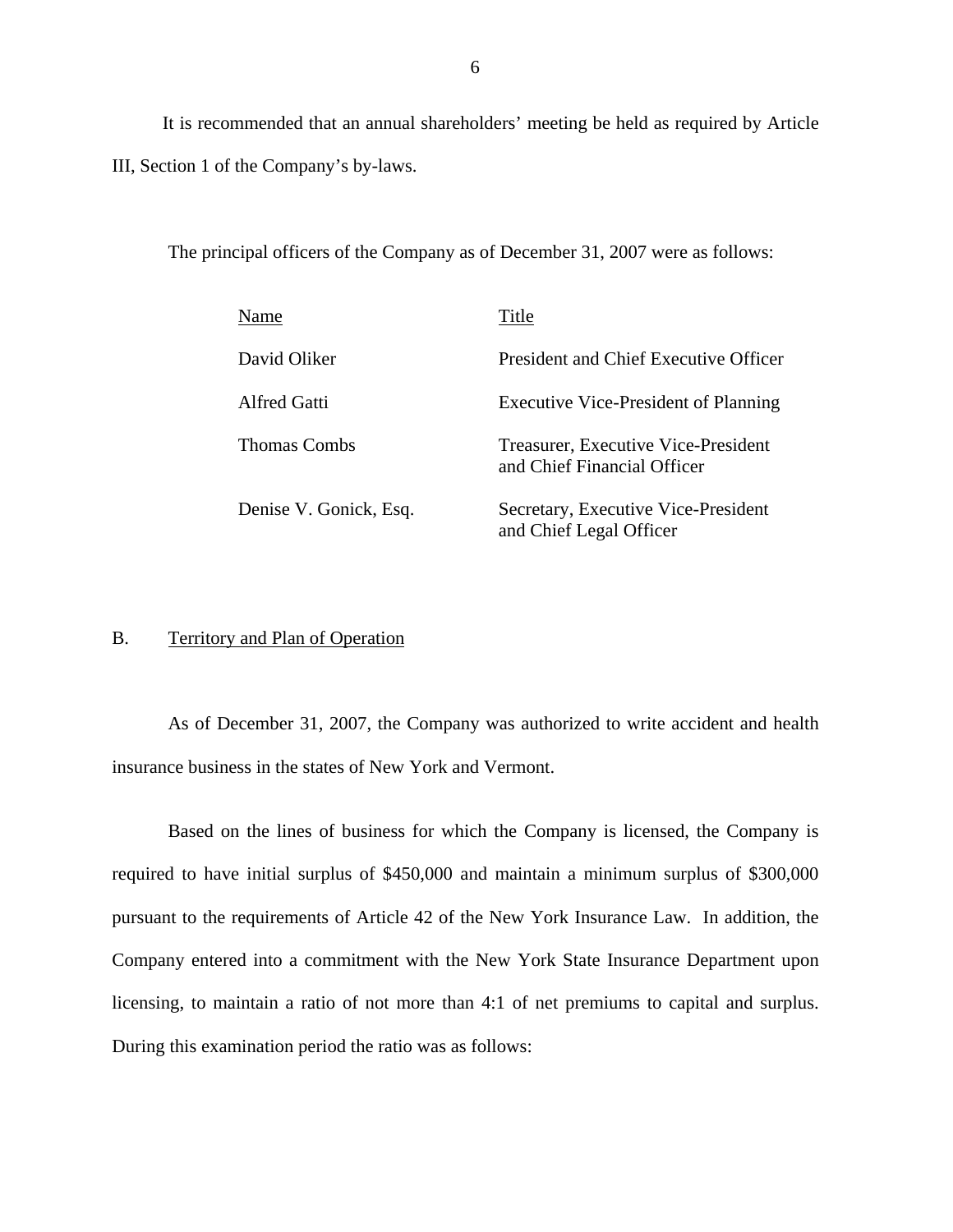It is recommended that an annual shareholders' meeting be held as required by Article III, Section 1 of the Company's by-laws.

The principal officers of the Company as of December 31, 2007 were as follows:

| Name | Title |
|---|---|
| David Oliker | President and Chief Executive Officer |
| Alfred Gatti | Executive Vice-President of Planning |
| Thomas Combs | Treasurer, Executive Vice-President and Chief Financial Officer |
| Denise V. Gonick, Esq. | Secretary, Executive Vice-President and Chief Legal Officer |

## B. Territory and Plan of Operation

As of December 31, 2007, the Company was authorized to write accident and health insurance business in the states of New York and Vermont.

Based on the lines of business for which the Company is licensed, the Company is required to have initial surplus of $450,000 and maintain a minimum surplus of $300,000 pursuant to the requirements of Article 42 of the New York Insurance Law. In addition, the Company entered into a commitment with the New York State Insurance Department upon licensing, to maintain a ratio of not more than 4:1 of net premiums to capital and surplus. During this examination period the ratio was as follows: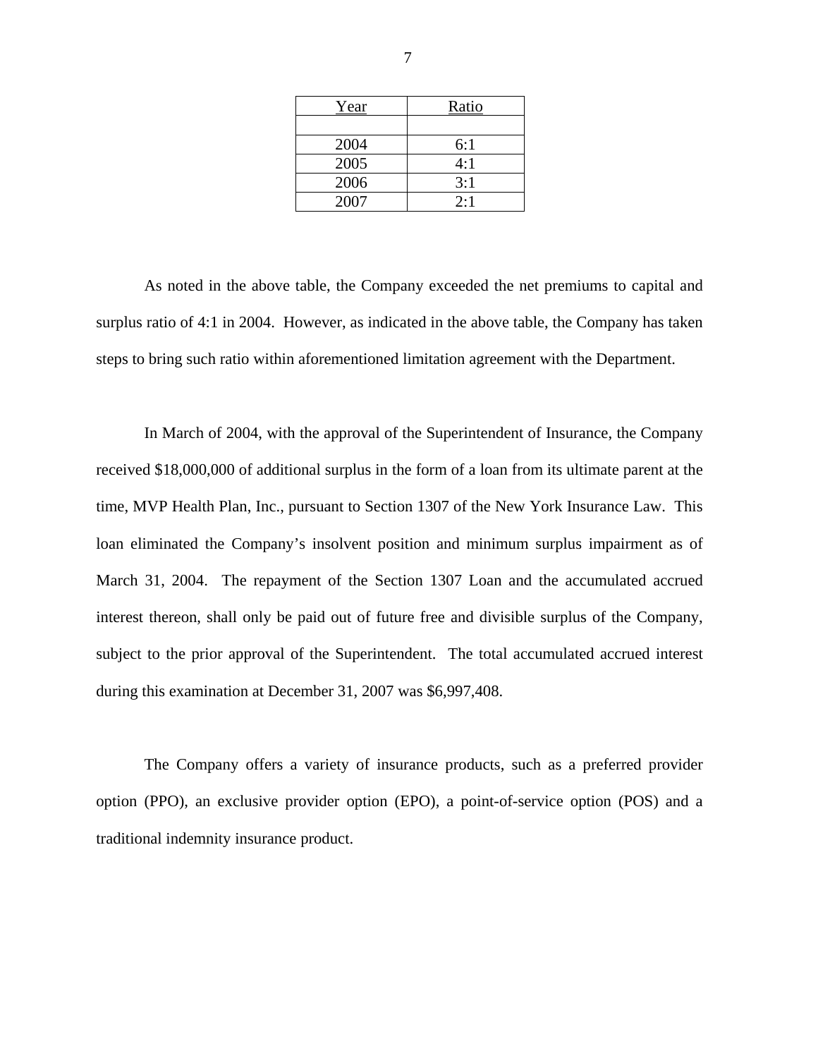| Year | Ratio |
|---|---|
| | |
| 2004 | 6:1 |
| 2005 | 4:1 |
| 2006 | 3:1 |
| 2007 | 2:1 |

As noted in the above table, the Company exceeded the net premiums to capital and surplus ratio of 4:1 in 2004. However, as indicated in the above table, the Company has taken steps to bring such ratio within aforementioned limitation agreement with the Department.

In March of 2004, with the approval of the Superintendent of Insurance, the Company received $18,000,000 of additional surplus in the form of a loan from its ultimate parent at the time, MVP Health Plan, Inc., pursuant to Section 1307 of the New York Insurance Law. This loan eliminated the Company's insolvent position and minimum surplus impairment as of March 31, 2004. The repayment of the Section 1307 Loan and the accumulated accrued interest thereon, shall only be paid out of future free and divisible surplus of the Company, subject to the prior approval of the Superintendent. The total accumulated accrued interest during this examination at December 31, 2007 was $6,997,408.

The Company offers a variety of insurance products, such as a preferred provider option (PPO), an exclusive provider option (EPO), a point-of-service option (POS) and a traditional indemnity insurance product.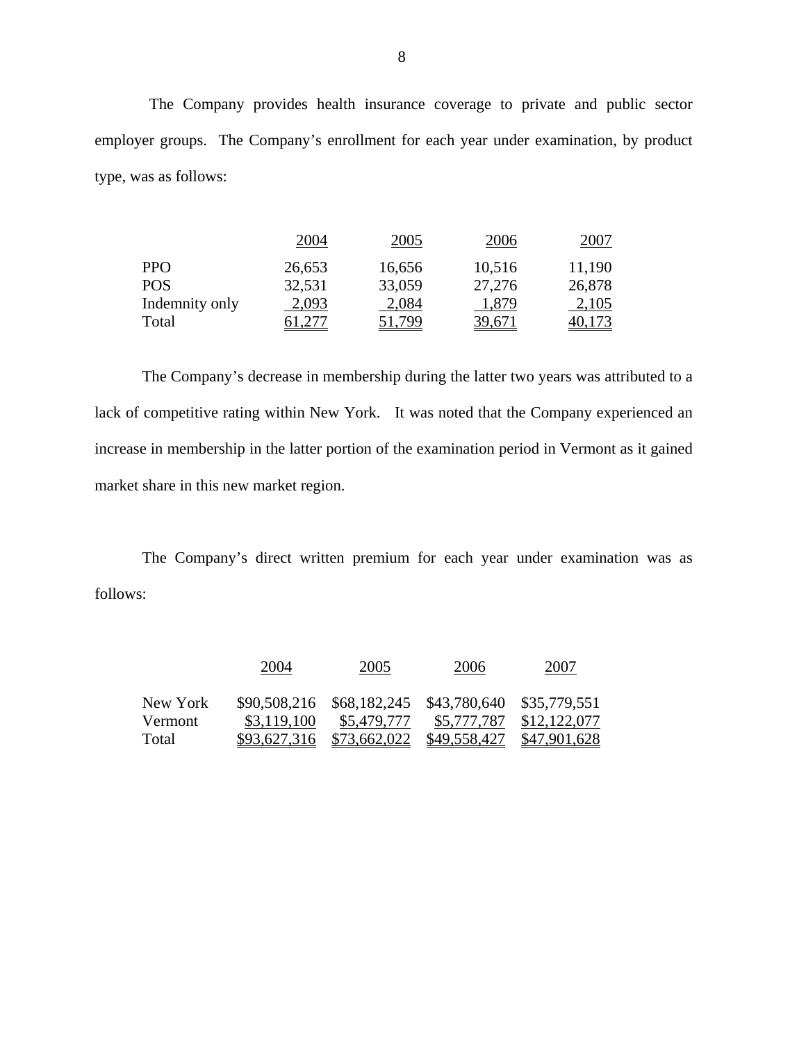The Company provides health insurance coverage to private and public sector employer groups. The Company's enrollment for each year under examination, by product type, was as follows:

| | 2004 | 2005 | 2006 | 2007 |
|---|---|---|---|---|
| PPO | 26,653 | 16,656 | 10,516 | 11,190 |
| POS | 32,531 | 33,059 | 27,276 | 26,878 |
| Indemnity only | 2,093 | 2,084 | 1,879 | 2,105 |
| Total | 61,277 | 51,799 | 39,671 | 40,173 |

The Company's decrease in membership during the latter two years was attributed to a lack of competitive rating within New York. It was noted that the Company experienced an increase in membership in the latter portion of the examination period in Vermont as it gained market share in this new market region.

The Company's direct written premium for each year under examination was as follows:

| | 2004 | 2005 | 2006 | 2007 |
|---|---|---|---|---|
| New York | $90,508,216 | $68,182,245 | $43,780,640 | $35,779,551 |
| Vermont | $3,119,100 | $5,479,777 | $5,777,787 | $12,122,077 |
| Total | $93,627,316 | $73,662,022 | $49,558,427 | $47,901,628 |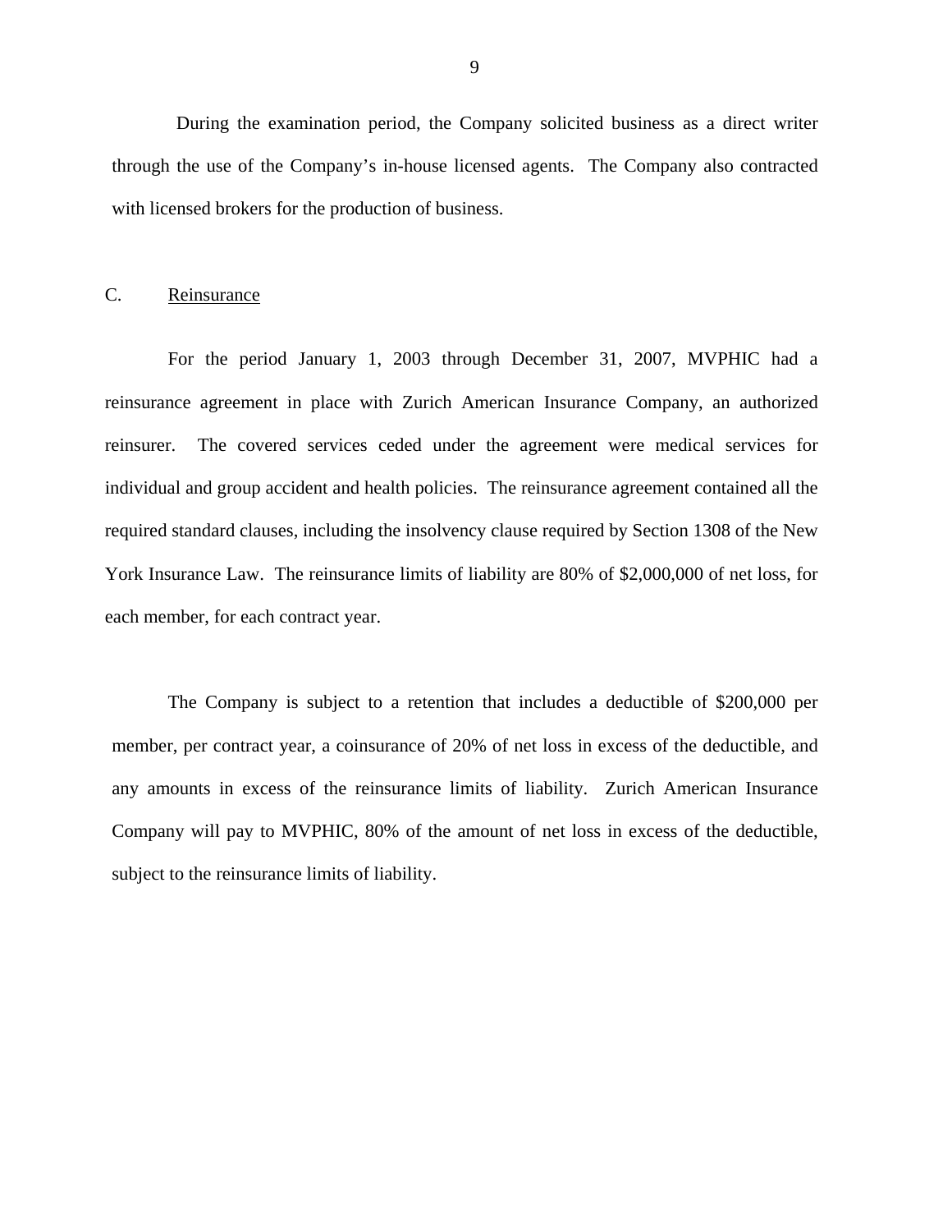During the examination period, the Company solicited business as a direct writer through the use of the Company's in-house licensed agents. The Company also contracted with licensed brokers for the production of business.

C. Reinsurance

For the period January 1, 2003 through December 31, 2007, MVPHIC had a reinsurance agreement in place with Zurich American Insurance Company, an authorized reinsurer. The covered services ceded under the agreement were medical services for individual and group accident and health policies. The reinsurance agreement contained all the required standard clauses, including the insolvency clause required by Section 1308 of the New York Insurance Law. The reinsurance limits of liability are 80% of $2,000,000 of net loss, for each member, for each contract year.

The Company is subject to a retention that includes a deductible of $200,000 per member, per contract year, a coinsurance of 20% of net loss in excess of the deductible, and any amounts in excess of the reinsurance limits of liability. Zurich American Insurance Company will pay to MVPHIC, 80% of the amount of net loss in excess of the deductible, subject to the reinsurance limits of liability.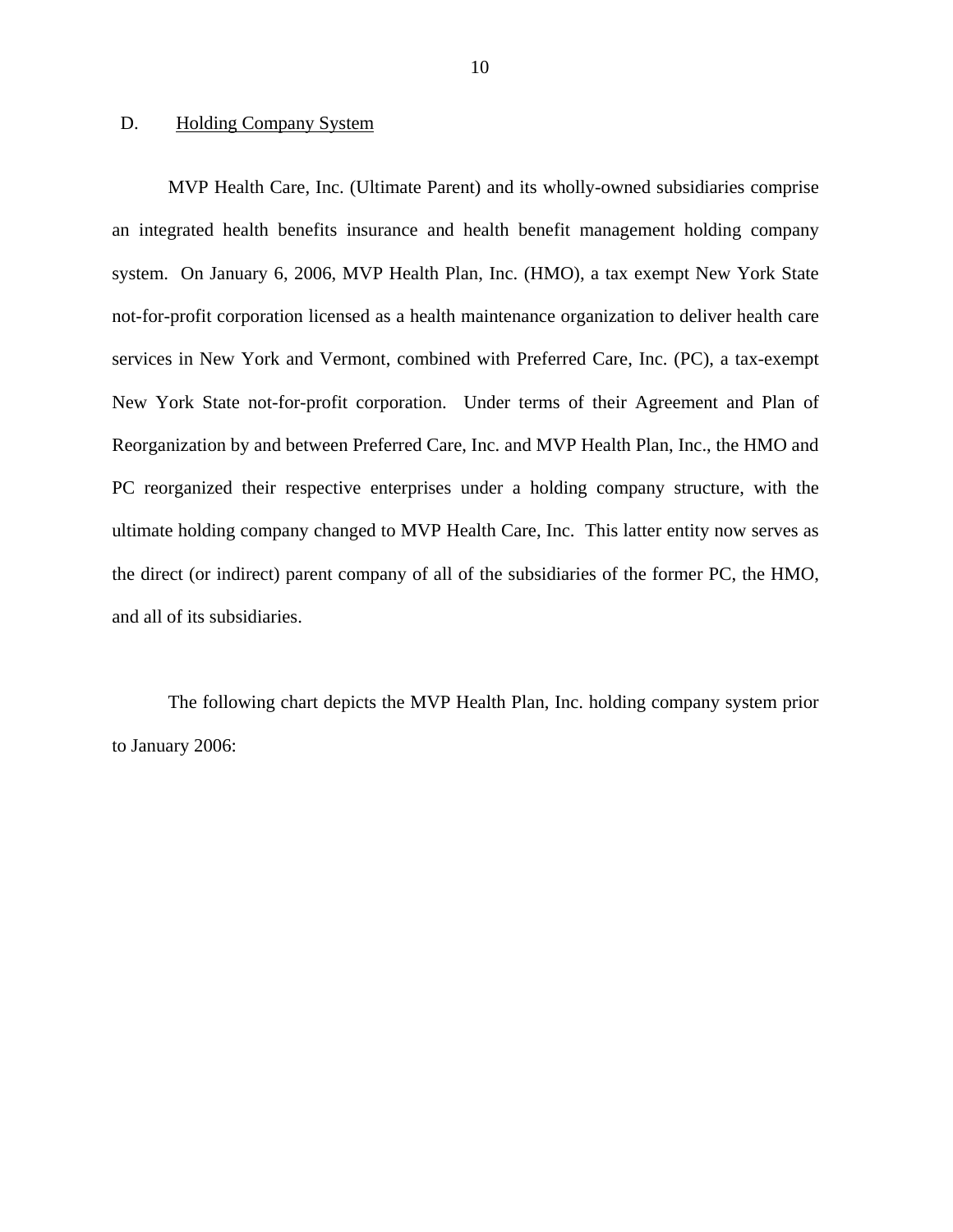## D. Holding Company System

MVP Health Care, Inc. (Ultimate Parent) and its wholly-owned subsidiaries comprise an integrated health benefits insurance and health benefit management holding company system. On January 6, 2006, MVP Health Plan, Inc. (HMO), a tax exempt New York State not-for-profit corporation licensed as a health maintenance organization to deliver health care services in New York and Vermont, combined with Preferred Care, Inc. (PC), a tax-exempt New York State not-for-profit corporation. Under terms of their Agreement and Plan of Reorganization by and between Preferred Care, Inc. and MVP Health Plan, Inc., the HMO and PC reorganized their respective enterprises under a holding company structure, with the ultimate holding company changed to MVP Health Care, Inc. This latter entity now serves as the direct (or indirect) parent company of all of the subsidiaries of the former PC, the HMO, and all of its subsidiaries.

The following chart depicts the MVP Health Plan, Inc. holding company system prior to January 2006: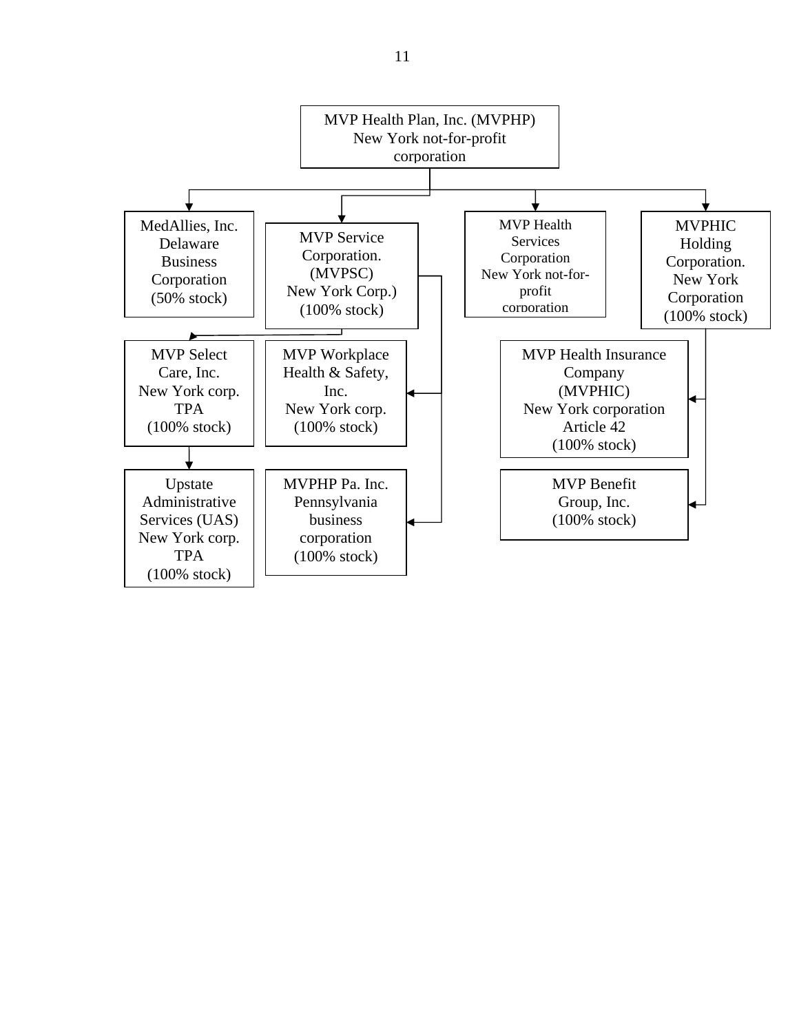MVP Health Plan, Inc. (MVPHP)
New York not-for-profit corporation

- MedAllies, Inc.
  Delaware Business Corporation
  (50% stock)
- MVP Service Corporation. (MVPSC)
  New York Corp.)
  (100% stock)
  - MVP Select Care, Inc.
    New York corp.
    TPA
    (100% stock)
    - Upstate Administrative Services (UAS)
      New York corp.
      TPA
      (100% stock)
  - MVP Workplace Health & Safety, Inc.
    New York corp.
    (100% stock)
  - MVPHP Pa. Inc.
    Pennsylvania business corporation
    (100% stock)
- MVP Health Services Corporation
  New York not-for-profit corporation
- MVPHIC Holding Corporation.
  New York Corporation
  (100% stock)
  - MVP Health Insurance Company (MVPHIC)
    New York corporation
    Article 42
    (100% stock)
  - MVP Benefit Group, Inc.
    (100% stock)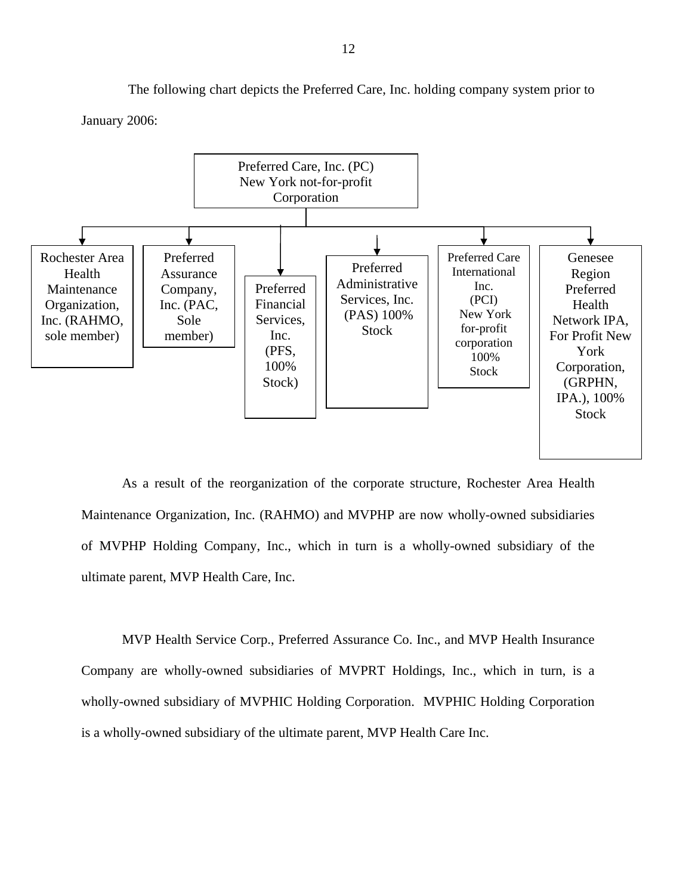The following chart depicts the Preferred Care, Inc. holding company system prior to January 2006:

**Preferred Care, Inc. (PC)**
New York not-for-profit Corporation

- Rochester Area Health Maintenance Organization, Inc. (RAHMO, sole member)
- Preferred Assurance Company, Inc. (PAC, Sole member)
- Preferred Financial Services, Inc. (PFS, 100% Stock)
- Preferred Administrative Services, Inc. (PAS) 100% Stock
- Preferred Care International Inc. (PCI) New York for-profit corporation 100% Stock
- Genesee Region Preferred Health Network IPA, For Profit New York Corporation, (GRPHN, IPA.), 100% Stock

As a result of the reorganization of the corporate structure, Rochester Area Health Maintenance Organization, Inc. (RAHMO) and MVPHP are now wholly-owned subsidiaries of MVPHP Holding Company, Inc., which in turn is a wholly-owned subsidiary of the ultimate parent, MVP Health Care, Inc.

MVP Health Service Corp., Preferred Assurance Co. Inc., and MVP Health Insurance Company are wholly-owned subsidiaries of MVPRT Holdings, Inc., which in turn, is a wholly-owned subsidiary of MVPHIC Holding Corporation. MVPHIC Holding Corporation is a wholly-owned subsidiary of the ultimate parent, MVP Health Care Inc.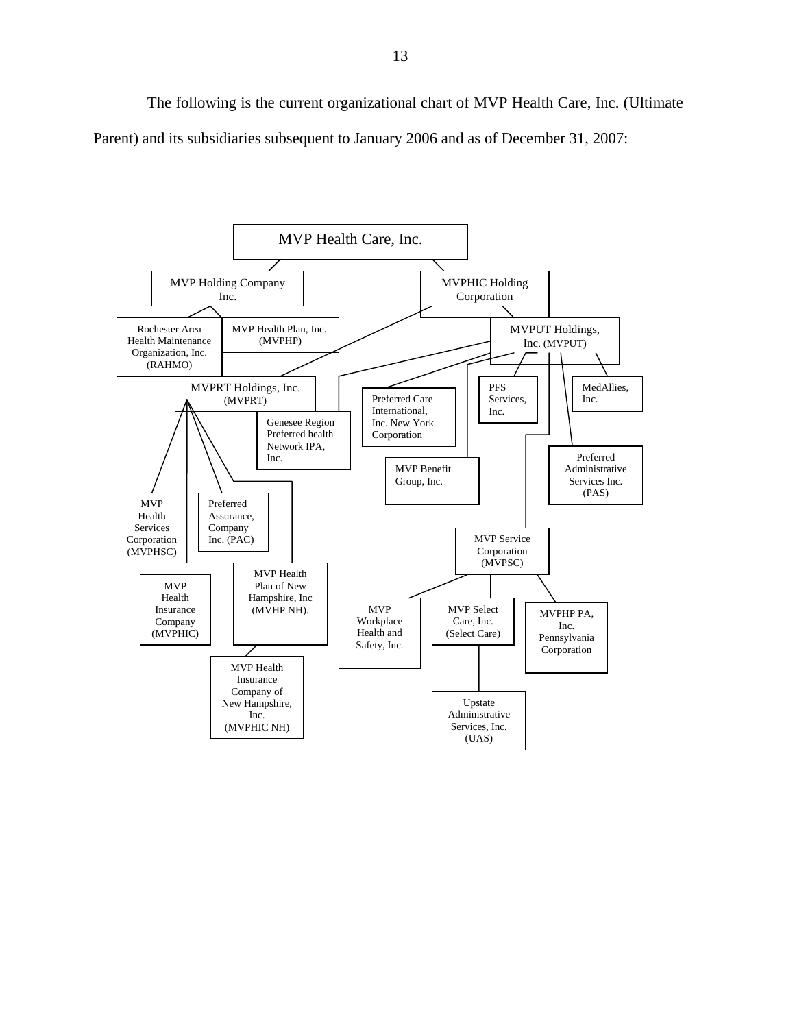The following is the current organizational chart of MVP Health Care, Inc. (Ultimate Parent) and its subsidiaries subsequent to January 2006 and as of December 31, 2007:

- MVP Health Care, Inc.
  - MVP Holding Company Inc.
    - Rochester Area Health Maintenance Organization, Inc. (RAHMO)
    - MVP Health Plan, Inc. (MVPHP)
  - MVPHIC Holding Corporation
    - MVPRT Holdings, Inc. (MVPRT)
      - MVP Health Services Corporation (MVPHSC)
      - MVP Health Insurance Company (MVPHIC)
      - Preferred Assurance, Company Inc. (PAC)
      - MVP Health Plan of New Hampshire, Inc (MVHP NH).
        - MVP Health Insurance Company of New Hampshire, Inc. (MVPHIC NH)
    - MVPUT Holdings, Inc. (MVPUT)
      - Genesee Region Preferred health Network IPA, Inc.
      - Preferred Care International, Inc. New York Corporation
      - MVP Benefit Group, Inc.
      - PFS Services, Inc.
      - MedAllies, Inc.
      - Preferred Administrative Services Inc. (PAS)
      - MVP Service Corporation (MVPSC)
        - MVP Workplace Health and Safety, Inc.
        - MVP Select Care, Inc. (Select Care)
          - Upstate Administrative Services, Inc. (UAS)
        - MVPHP PA, Inc. Pennsylvania Corporation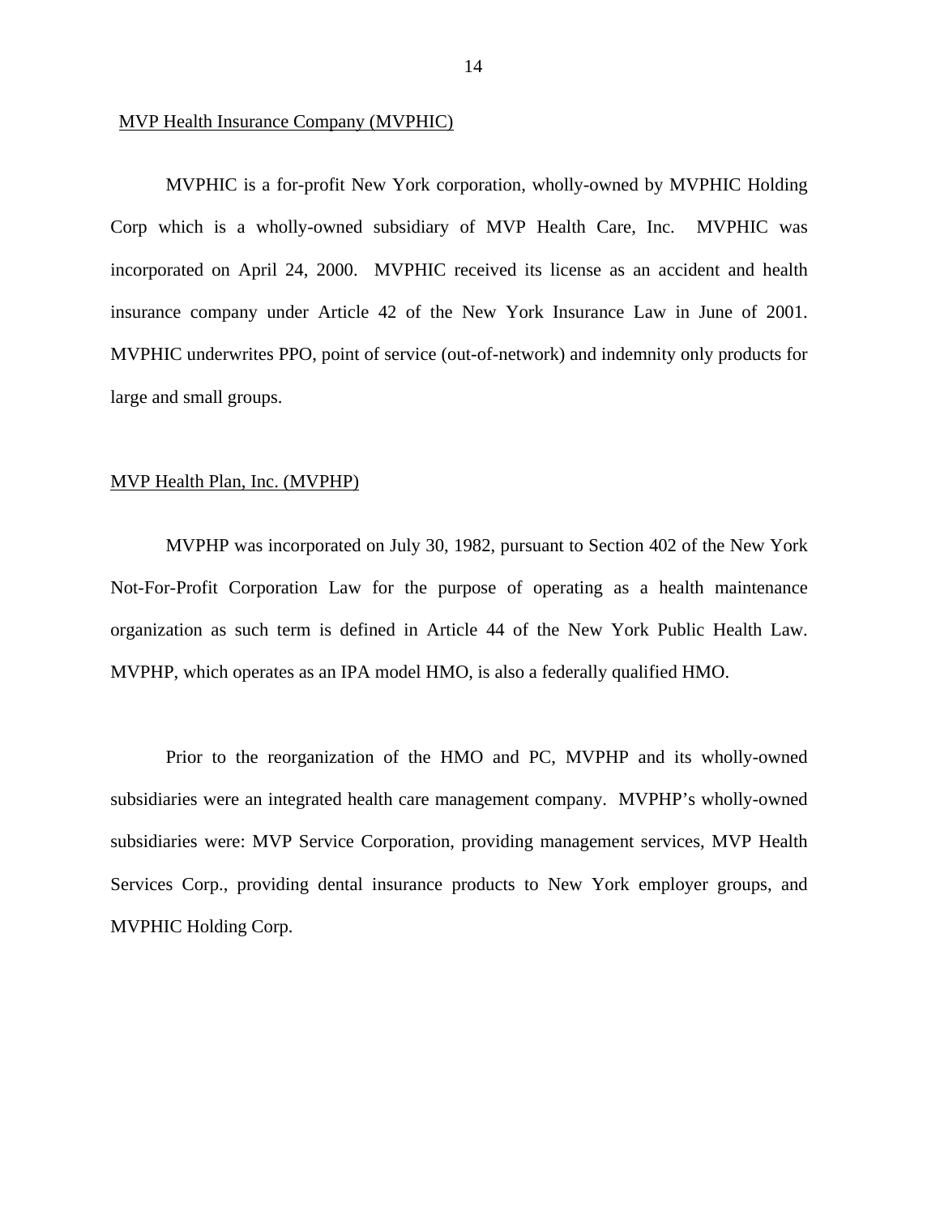MVP Health Insurance Company (MVPHIC)

MVPHIC is a for-profit New York corporation, wholly-owned by MVPHIC Holding Corp which is a wholly-owned subsidiary of MVP Health Care, Inc. MVPHIC was incorporated on April 24, 2000. MVPHIC received its license as an accident and health insurance company under Article 42 of the New York Insurance Law in June of 2001. MVPHIC underwrites PPO, point of service (out-of-network) and indemnity only products for large and small groups.

MVP Health Plan, Inc. (MVPHP)

MVPHP was incorporated on July 30, 1982, pursuant to Section 402 of the New York Not-For-Profit Corporation Law for the purpose of operating as a health maintenance organization as such term is defined in Article 44 of the New York Public Health Law. MVPHP, which operates as an IPA model HMO, is also a federally qualified HMO.

Prior to the reorganization of the HMO and PC, MVPHP and its wholly-owned subsidiaries were an integrated health care management company. MVPHP's wholly-owned subsidiaries were: MVP Service Corporation, providing management services, MVP Health Services Corp., providing dental insurance products to New York employer groups, and MVPHIC Holding Corp.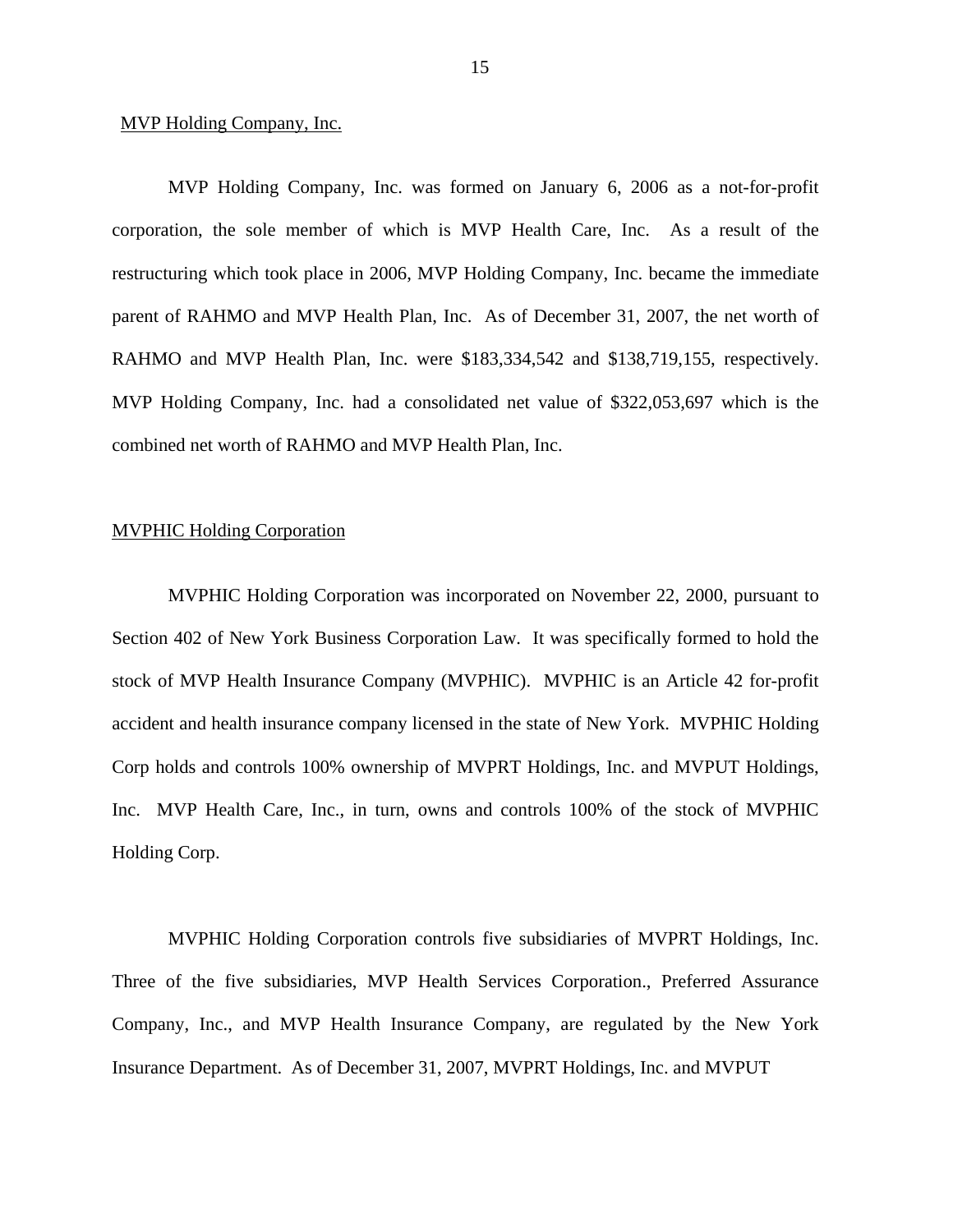<u>MVP Holding Company, Inc.</u>

MVP Holding Company, Inc. was formed on January 6, 2006 as a not-for-profit corporation, the sole member of which is MVP Health Care, Inc. As a result of the restructuring which took place in 2006, MVP Holding Company, Inc. became the immediate parent of RAHMO and MVP Health Plan, Inc. As of December 31, 2007, the net worth of RAHMO and MVP Health Plan, Inc. were $183,334,542 and $138,719,155, respectively. MVP Holding Company, Inc. had a consolidated net value of $322,053,697 which is the combined net worth of RAHMO and MVP Health Plan, Inc.

<u>MVPHIC Holding Corporation</u>

MVPHIC Holding Corporation was incorporated on November 22, 2000, pursuant to Section 402 of New York Business Corporation Law. It was specifically formed to hold the stock of MVP Health Insurance Company (MVPHIC). MVPHIC is an Article 42 for-profit accident and health insurance company licensed in the state of New York. MVPHIC Holding Corp holds and controls 100% ownership of MVPRT Holdings, Inc. and MVPUT Holdings, Inc. MVP Health Care, Inc., in turn, owns and controls 100% of the stock of MVPHIC Holding Corp.

MVPHIC Holding Corporation controls five subsidiaries of MVPRT Holdings, Inc. Three of the five subsidiaries, MVP Health Services Corporation., Preferred Assurance Company, Inc., and MVP Health Insurance Company, are regulated by the New York Insurance Department. As of December 31, 2007, MVPRT Holdings, Inc. and MVPUT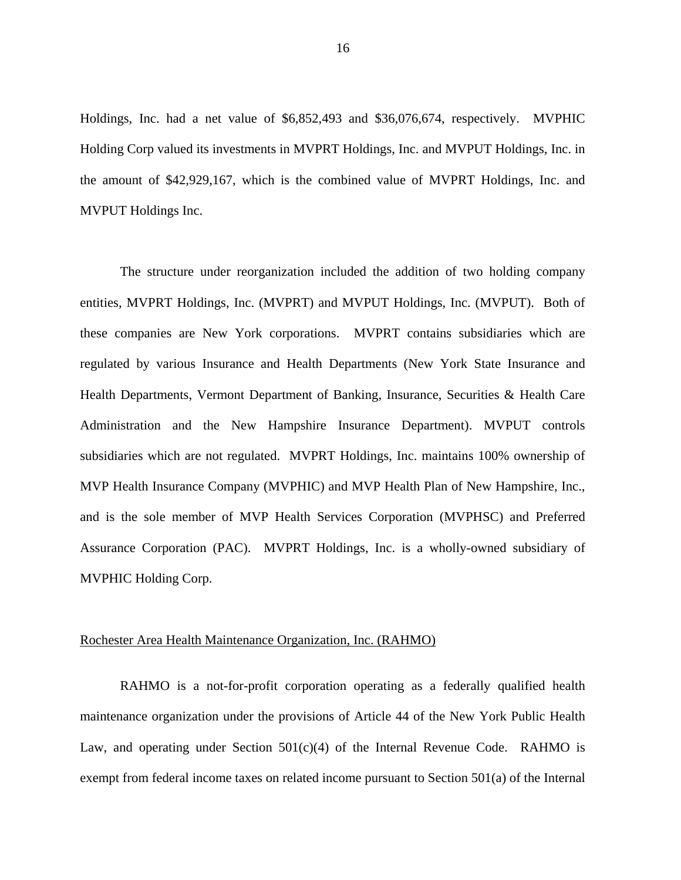Holdings, Inc. had a net value of $6,852,493 and $36,076,674, respectively. MVPHIC Holding Corp valued its investments in MVPRT Holdings, Inc. and MVPUT Holdings, Inc. in the amount of $42,929,167, which is the combined value of MVPRT Holdings, Inc. and MVPUT Holdings Inc.

The structure under reorganization included the addition of two holding company entities, MVPRT Holdings, Inc. (MVPRT) and MVPUT Holdings, Inc. (MVPUT). Both of these companies are New York corporations. MVPRT contains subsidiaries which are regulated by various Insurance and Health Departments (New York State Insurance and Health Departments, Vermont Department of Banking, Insurance, Securities & Health Care Administration and the New Hampshire Insurance Department). MVPUT controls subsidiaries which are not regulated. MVPRT Holdings, Inc. maintains 100% ownership of MVP Health Insurance Company (MVPHIC) and MVP Health Plan of New Hampshire, Inc., and is the sole member of MVP Health Services Corporation (MVPHSC) and Preferred Assurance Corporation (PAC). MVPRT Holdings, Inc. is a wholly-owned subsidiary of MVPHIC Holding Corp.

Rochester Area Health Maintenance Organization, Inc. (RAHMO)

RAHMO is a not-for-profit corporation operating as a federally qualified health maintenance organization under the provisions of Article 44 of the New York Public Health Law, and operating under Section 501(c)(4) of the Internal Revenue Code. RAHMO is exempt from federal income taxes on related income pursuant to Section 501(a) of the Internal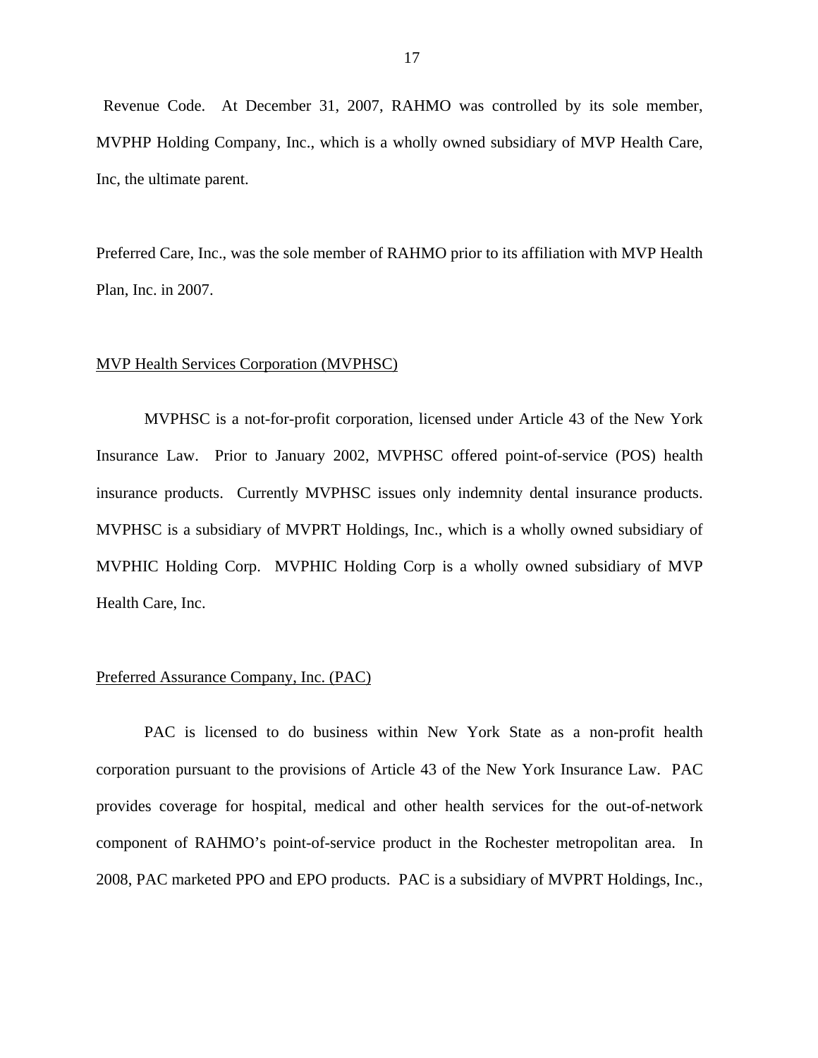Revenue Code. At December 31, 2007, RAHMO was controlled by its sole member, MVPHP Holding Company, Inc., which is a wholly owned subsidiary of MVP Health Care, Inc, the ultimate parent.

Preferred Care, Inc., was the sole member of RAHMO prior to its affiliation with MVP Health Plan, Inc. in 2007.

MVP Health Services Corporation (MVPHSC)

MVPHSC is a not-for-profit corporation, licensed under Article 43 of the New York Insurance Law. Prior to January 2002, MVPHSC offered point-of-service (POS) health insurance products. Currently MVPHSC issues only indemnity dental insurance products. MVPHSC is a subsidiary of MVPRT Holdings, Inc., which is a wholly owned subsidiary of MVPHIC Holding Corp. MVPHIC Holding Corp is a wholly owned subsidiary of MVP Health Care, Inc.

Preferred Assurance Company, Inc. (PAC)

PAC is licensed to do business within New York State as a non-profit health corporation pursuant to the provisions of Article 43 of the New York Insurance Law. PAC provides coverage for hospital, medical and other health services for the out-of-network component of RAHMO's point-of-service product in the Rochester metropolitan area. In 2008, PAC marketed PPO and EPO products. PAC is a subsidiary of MVPRT Holdings, Inc.,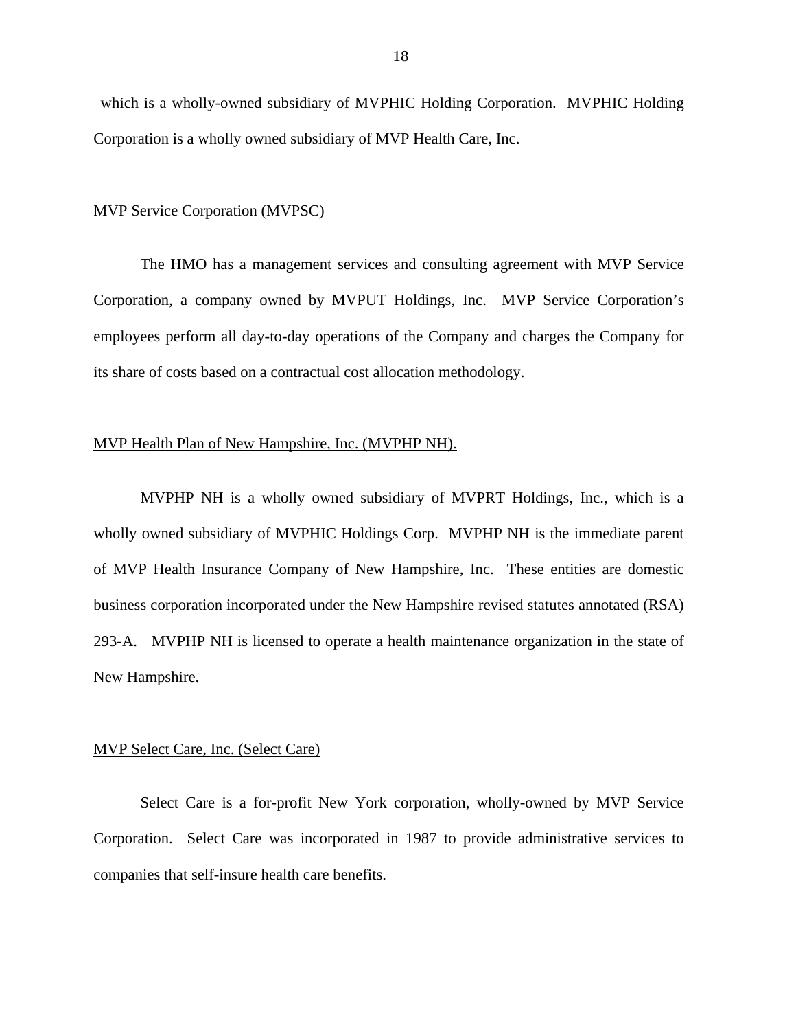which is a wholly-owned subsidiary of MVPHIC Holding Corporation. MVPHIC Holding Corporation is a wholly owned subsidiary of MVP Health Care, Inc.

<u>MVP Service Corporation (MVPSC)</u>

The HMO has a management services and consulting agreement with MVP Service Corporation, a company owned by MVPUT Holdings, Inc. MVP Service Corporation's employees perform all day-to-day operations of the Company and charges the Company for its share of costs based on a contractual cost allocation methodology.

<u>MVP Health Plan of New Hampshire, Inc. (MVPHP NH).</u>

MVPHP NH is a wholly owned subsidiary of MVPRT Holdings, Inc., which is a wholly owned subsidiary of MVPHIC Holdings Corp. MVPHP NH is the immediate parent of MVP Health Insurance Company of New Hampshire, Inc. These entities are domestic business corporation incorporated under the New Hampshire revised statutes annotated (RSA) 293-A. MVPHP NH is licensed to operate a health maintenance organization in the state of New Hampshire.

<u>MVP Select Care, Inc. (Select Care)</u>

Select Care is a for-profit New York corporation, wholly-owned by MVP Service Corporation. Select Care was incorporated in 1987 to provide administrative services to companies that self-insure health care benefits.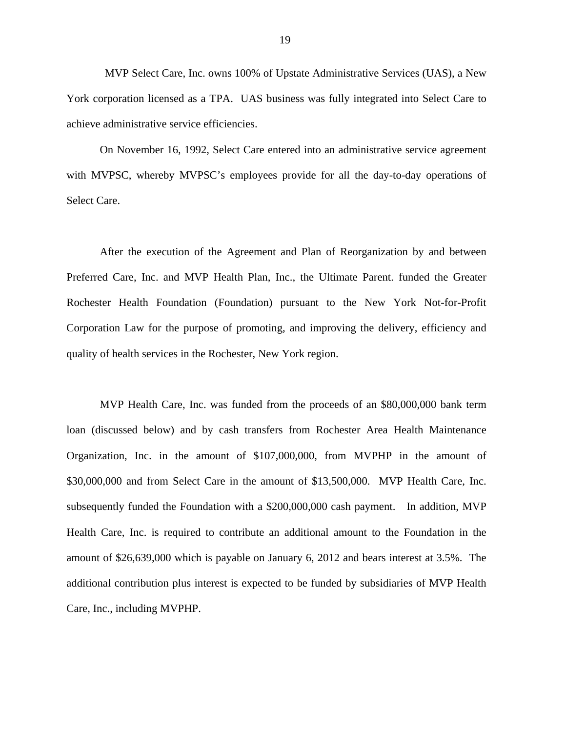MVP Select Care, Inc. owns 100% of Upstate Administrative Services (UAS), a New York corporation licensed as a TPA. UAS business was fully integrated into Select Care to achieve administrative service efficiencies.

On November 16, 1992, Select Care entered into an administrative service agreement with MVPSC, whereby MVPSC's employees provide for all the day-to-day operations of Select Care.

After the execution of the Agreement and Plan of Reorganization by and between Preferred Care, Inc. and MVP Health Plan, Inc., the Ultimate Parent. funded the Greater Rochester Health Foundation (Foundation) pursuant to the New York Not-for-Profit Corporation Law for the purpose of promoting, and improving the delivery, efficiency and quality of health services in the Rochester, New York region.

MVP Health Care, Inc. was funded from the proceeds of an $80,000,000 bank term loan (discussed below) and by cash transfers from Rochester Area Health Maintenance Organization, Inc. in the amount of $107,000,000, from MVPHP in the amount of $30,000,000 and from Select Care in the amount of $13,500,000. MVP Health Care, Inc. subsequently funded the Foundation with a $200,000,000 cash payment. In addition, MVP Health Care, Inc. is required to contribute an additional amount to the Foundation in the amount of $26,639,000 which is payable on January 6, 2012 and bears interest at 3.5%. The additional contribution plus interest is expected to be funded by subsidiaries of MVP Health Care, Inc., including MVPHP.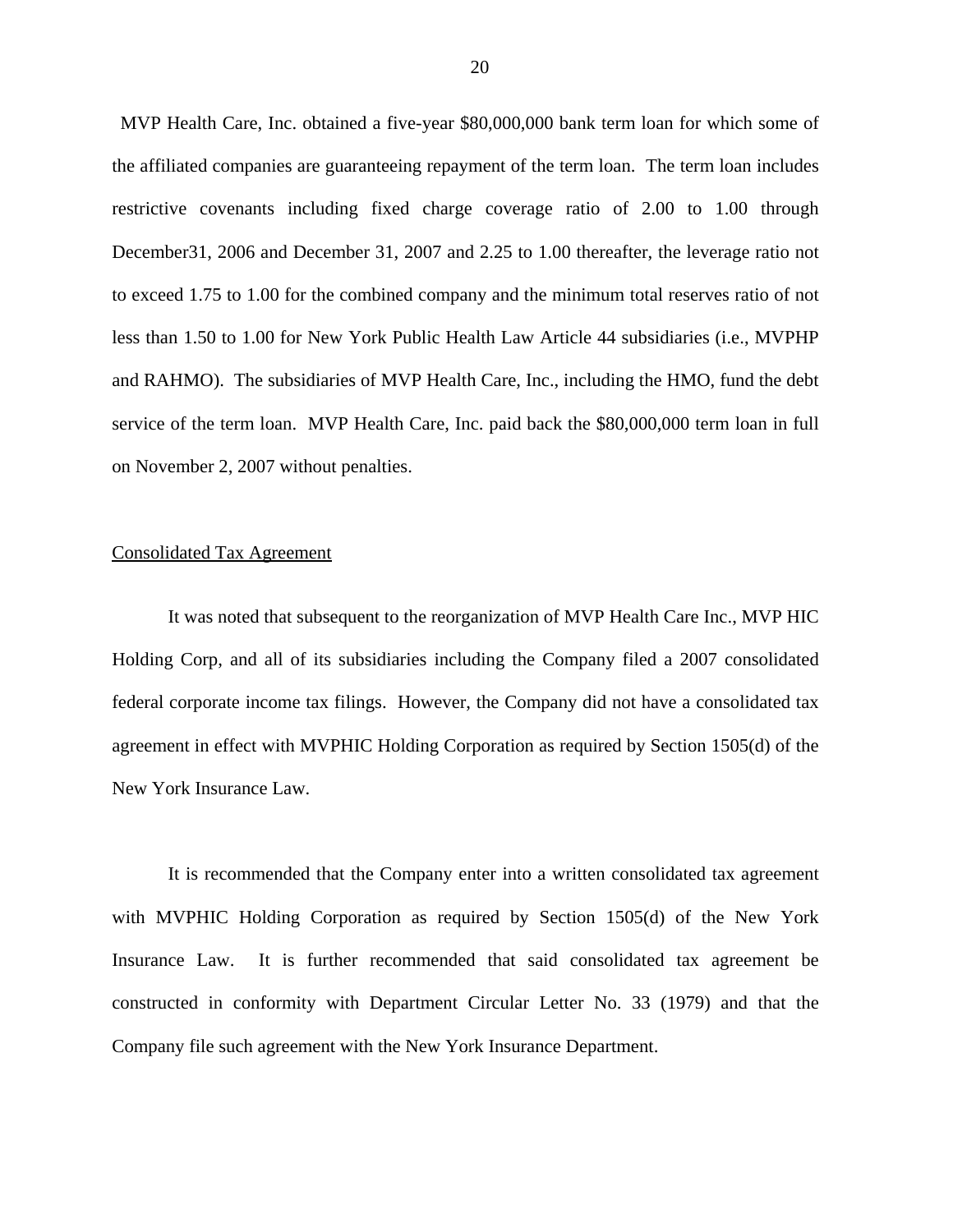MVP Health Care, Inc. obtained a five-year $80,000,000 bank term loan for which some of the affiliated companies are guaranteeing repayment of the term loan. The term loan includes restrictive covenants including fixed charge coverage ratio of 2.00 to 1.00 through December31, 2006 and December 31, 2007 and 2.25 to 1.00 thereafter, the leverage ratio not to exceed 1.75 to 1.00 for the combined company and the minimum total reserves ratio of not less than 1.50 to 1.00 for New York Public Health Law Article 44 subsidiaries (i.e., MVPHP and RAHMO). The subsidiaries of MVP Health Care, Inc., including the HMO, fund the debt service of the term loan. MVP Health Care, Inc. paid back the $80,000,000 term loan in full on November 2, 2007 without penalties.

Consolidated Tax Agreement

It was noted that subsequent to the reorganization of MVP Health Care Inc., MVP HIC Holding Corp, and all of its subsidiaries including the Company filed a 2007 consolidated federal corporate income tax filings. However, the Company did not have a consolidated tax agreement in effect with MVPHIC Holding Corporation as required by Section 1505(d) of the New York Insurance Law.

It is recommended that the Company enter into a written consolidated tax agreement with MVPHIC Holding Corporation as required by Section 1505(d) of the New York Insurance Law. It is further recommended that said consolidated tax agreement be constructed in conformity with Department Circular Letter No. 33 (1979) and that the Company file such agreement with the New York Insurance Department.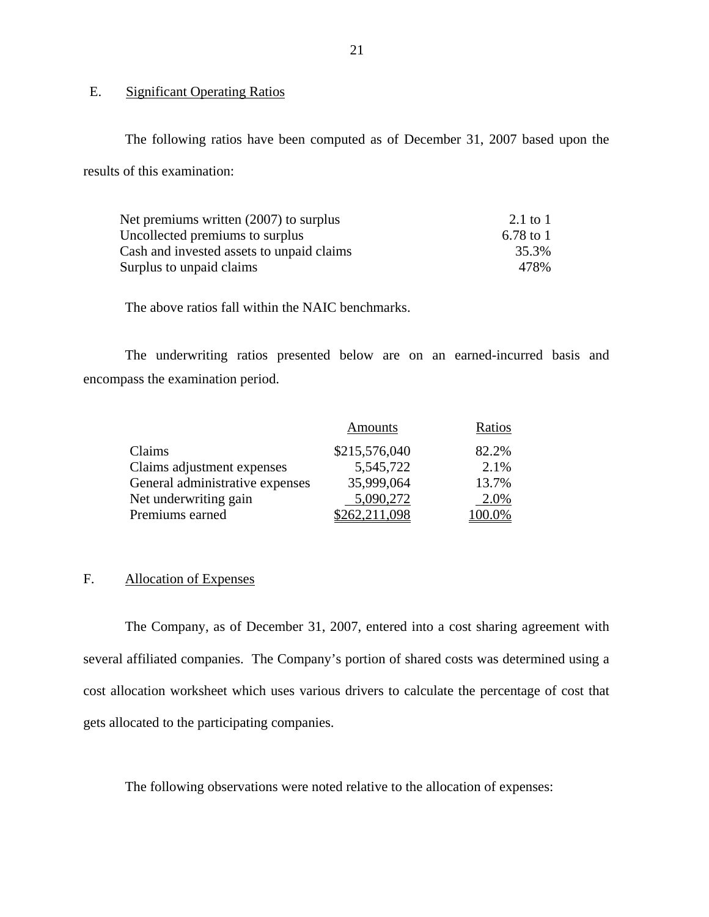## E. Significant Operating Ratios

The following ratios have been computed as of December 31, 2007 based upon the results of this examination:

| | |
|---|---|
| Net premiums written (2007) to surplus | 2.1 to 1 |
| Uncollected premiums to surplus | 6.78 to 1 |
| Cash and invested assets to unpaid claims | 35.3% |
| Surplus to unpaid claims | 478% |

The above ratios fall within the NAIC benchmarks.

The underwriting ratios presented below are on an earned-incurred basis and encompass the examination period.

| | Amounts | Ratios |
|---|---|---|
| Claims | $215,576,040 | 82.2% |
| Claims adjustment expenses | 5,545,722 | 2.1% |
| General administrative expenses | 35,999,064 | 13.7% |
| Net underwriting gain | 5,090,272 | 2.0% |
| Premiums earned | $262,211,098 | 100.0% |

## F. Allocation of Expenses

The Company, as of December 31, 2007, entered into a cost sharing agreement with several affiliated companies. The Company's portion of shared costs was determined using a cost allocation worksheet which uses various drivers to calculate the percentage of cost that gets allocated to the participating companies.

The following observations were noted relative to the allocation of expenses: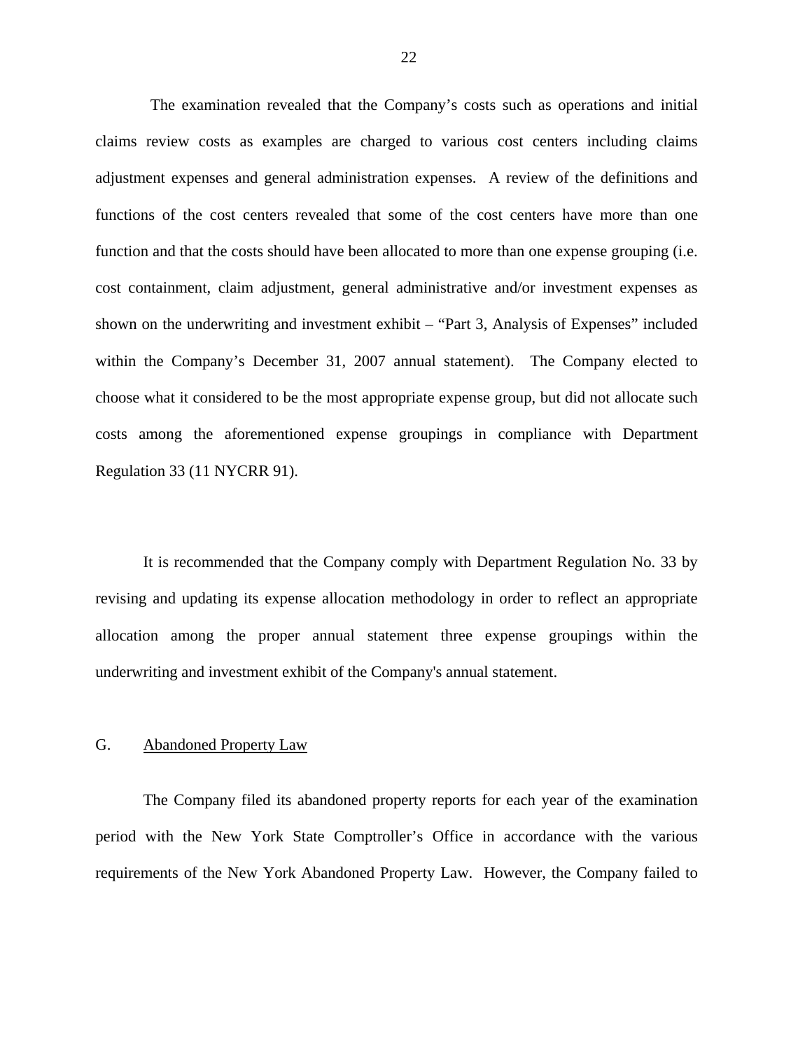The examination revealed that the Company's costs such as operations and initial claims review costs as examples are charged to various cost centers including claims adjustment expenses and general administration expenses. A review of the definitions and functions of the cost centers revealed that some of the cost centers have more than one function and that the costs should have been allocated to more than one expense grouping (i.e. cost containment, claim adjustment, general administrative and/or investment expenses as shown on the underwriting and investment exhibit – "Part 3, Analysis of Expenses" included within the Company's December 31, 2007 annual statement). The Company elected to choose what it considered to be the most appropriate expense group, but did not allocate such costs among the aforementioned expense groupings in compliance with Department Regulation 33 (11 NYCRR 91).

It is recommended that the Company comply with Department Regulation No. 33 by revising and updating its expense allocation methodology in order to reflect an appropriate allocation among the proper annual statement three expense groupings within the underwriting and investment exhibit of the Company's annual statement.

G. Abandoned Property Law

The Company filed its abandoned property reports for each year of the examination period with the New York State Comptroller's Office in accordance with the various requirements of the New York Abandoned Property Law. However, the Company failed to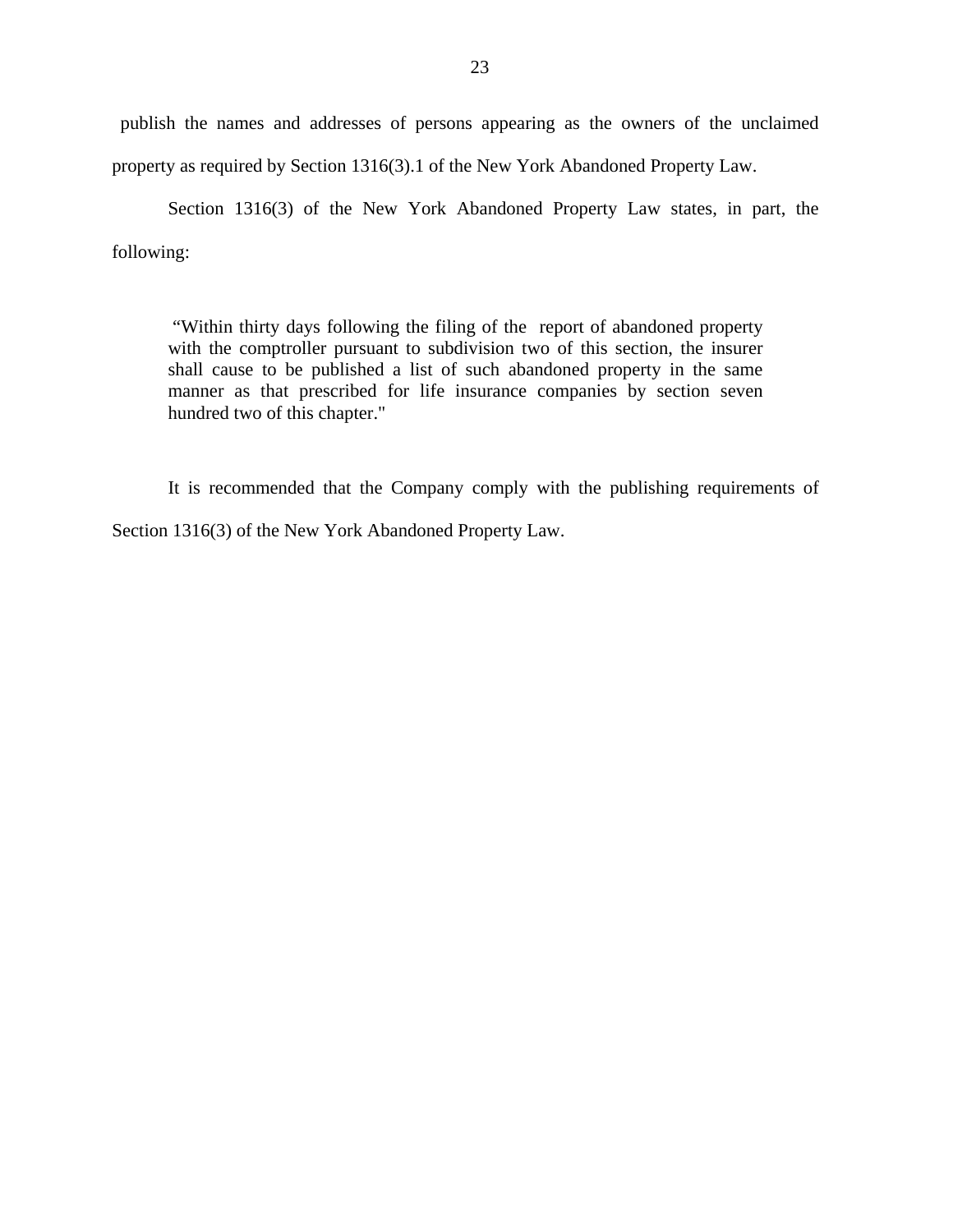publish the names and addresses of persons appearing as the owners of the unclaimed property as required by Section 1316(3).1 of the New York Abandoned Property Law.

Section 1316(3) of the New York Abandoned Property Law states, in part, the following:

> "Within thirty days following the filing of the report of abandoned property with the comptroller pursuant to subdivision two of this section, the insurer shall cause to be published a list of such abandoned property in the same manner as that prescribed for life insurance companies by section seven hundred two of this chapter."

It is recommended that the Company comply with the publishing requirements of Section 1316(3) of the New York Abandoned Property Law.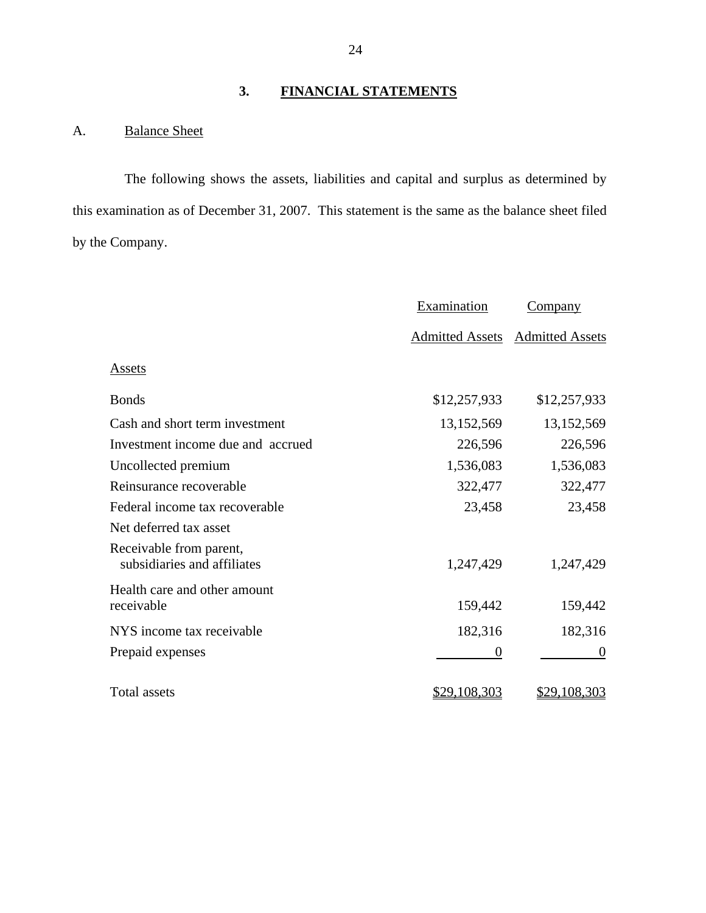## 3. FINANCIAL STATEMENTS

### A. Balance Sheet

The following shows the assets, liabilities and capital and surplus as determined by this examination as of December 31, 2007. This statement is the same as the balance sheet filed by the Company.

| | Examination Admitted Assets | Company Admitted Assets |
|---|---|---|
| Assets | | |
| Bonds | $12,257,933 | $12,257,933 |
| Cash and short term investment | 13,152,569 | 13,152,569 |
| Investment income due and accrued | 226,596 | 226,596 |
| Uncollected premium | 1,536,083 | 1,536,083 |
| Reinsurance recoverable | 322,477 | 322,477 |
| Federal income tax recoverable | 23,458 | 23,458 |
| Net deferred tax asset | | |
| Receivable from parent, subsidiaries and affiliates | 1,247,429 | 1,247,429 |
| Health care and other amount receivable | 159,442 | 159,442 |
| NYS income tax receivable | 182,316 | 182,316 |
| Prepaid expenses | 0 | 0 |
| Total assets | $29,108,303 | $29,108,303 |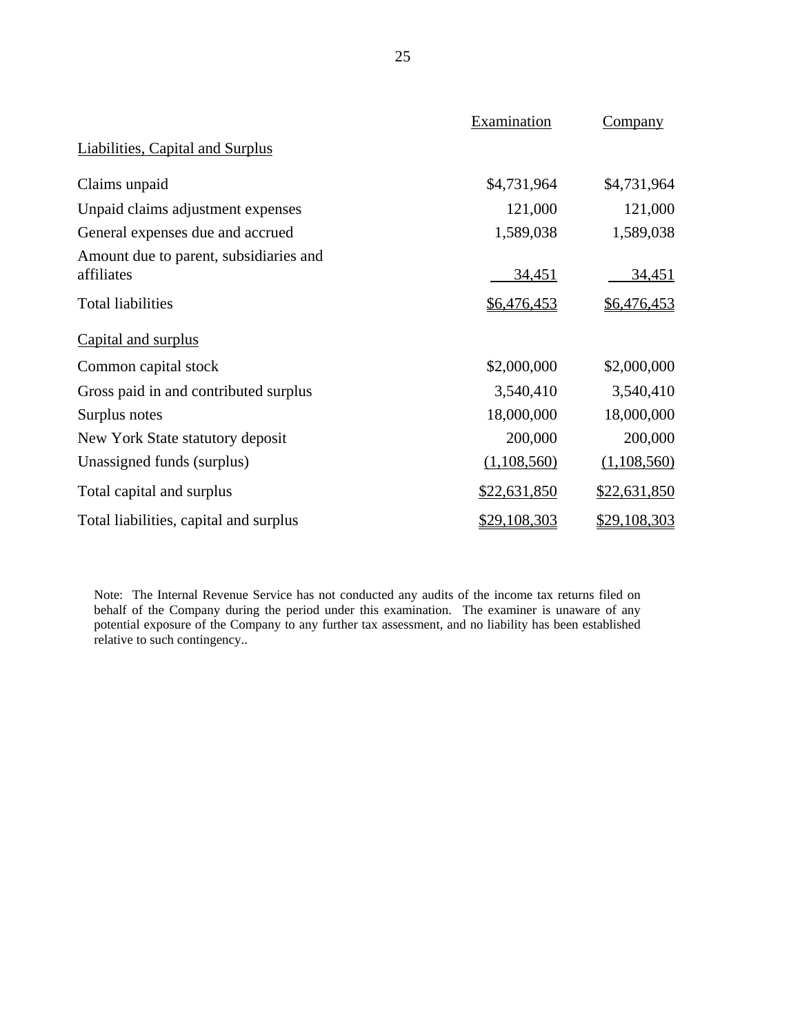| | Examination | Company |
|---|---|---|
| Liabilities, Capital and Surplus | | |
| Claims unpaid | $4,731,964 | $4,731,964 |
| Unpaid claims adjustment expenses | 121,000 | 121,000 |
| General expenses due and accrued | 1,589,038 | 1,589,038 |
| Amount due to parent, subsidiaries and affiliates | 34,451 | 34,451 |
| Total liabilities | $6,476,453 | $6,476,453 |
| Capital and surplus | | |
| Common capital stock | $2,000,000 | $2,000,000 |
| Gross paid in and contributed surplus | 3,540,410 | 3,540,410 |
| Surplus notes | 18,000,000 | 18,000,000 |
| New York State statutory deposit | 200,000 | 200,000 |
| Unassigned funds (surplus) | (1,108,560) | (1,108,560) |
| Total capital and surplus | $22,631,850 | $22,631,850 |
| Total liabilities, capital and surplus | $29,108,303 | $29,108,303 |

Note: The Internal Revenue Service has not conducted any audits of the income tax returns filed on behalf of the Company during the period under this examination. The examiner is unaware of any potential exposure of the Company to any further tax assessment, and no liability has been established relative to such contingency..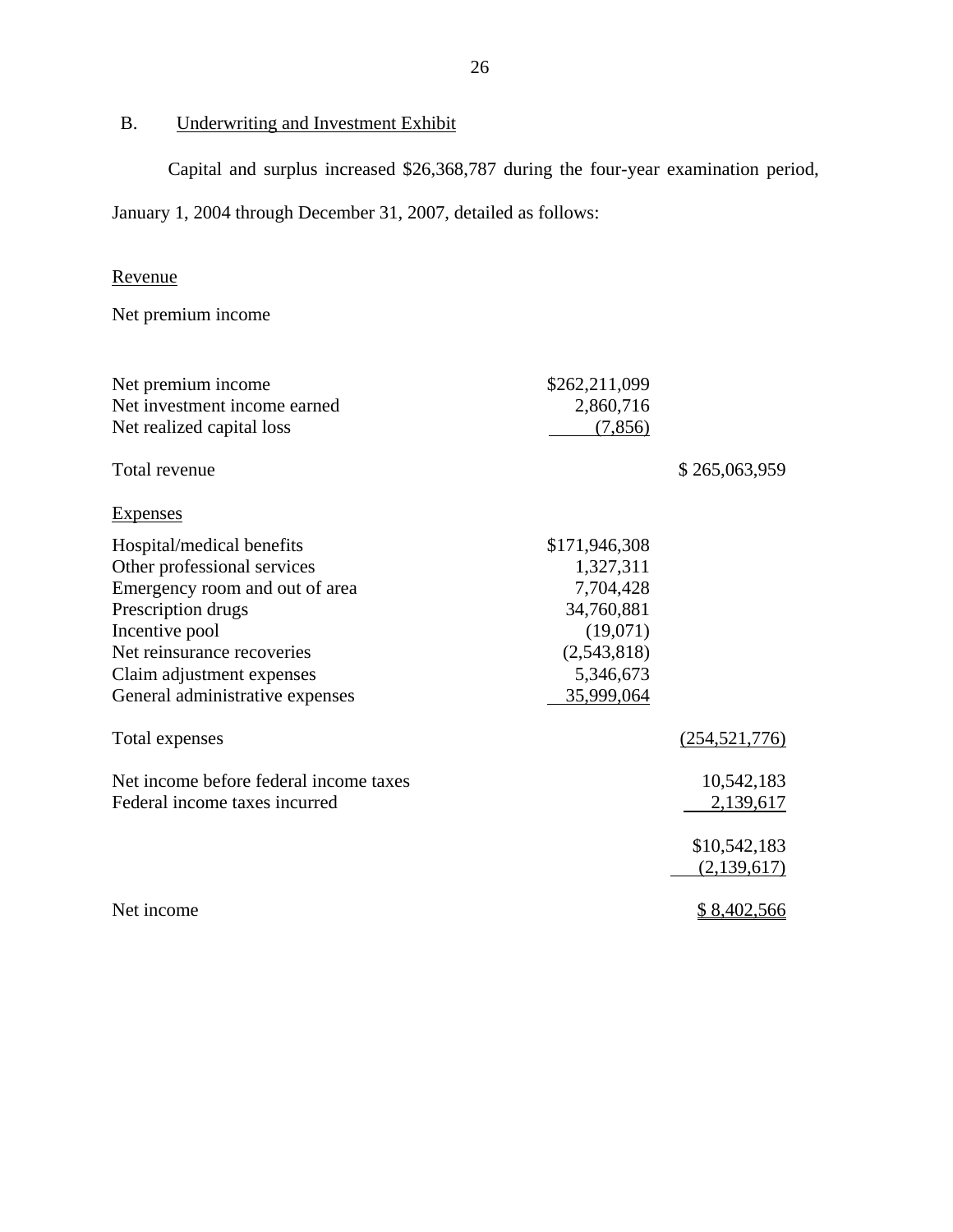## B. Underwriting and Investment Exhibit

Capital and surplus increased $26,368,787 during the four-year examination period, January 1, 2004 through December 31, 2007, detailed as follows:

Revenue

Net premium income

| | | |
|---|---|---|
| Net premium income | $262,211,099 | |
| Net investment income earned | 2,860,716 | |
| Net realized capital loss | (7,856) | |
| Total revenue | | $ 265,063,959 |
| Expenses | | |
| Hospital/medical benefits | $171,946,308 | |
| Other professional services | 1,327,311 | |
| Emergency room and out of area | 7,704,428 | |
| Prescription drugs | 34,760,881 | |
| Incentive pool | (19,071) | |
| Net reinsurance recoveries | (2,543,818) | |
| Claim adjustment expenses | 5,346,673 | |
| General administrative expenses | 35,999,064 | |
| Total expenses | | (254,521,776) |
| Net income before federal income taxes | | 10,542,183 |
| Federal income taxes incurred | | 2,139,617 |
| | | $10,542,183 |
| | | (2,139,617) |
| Net income | | $ 8,402,566 |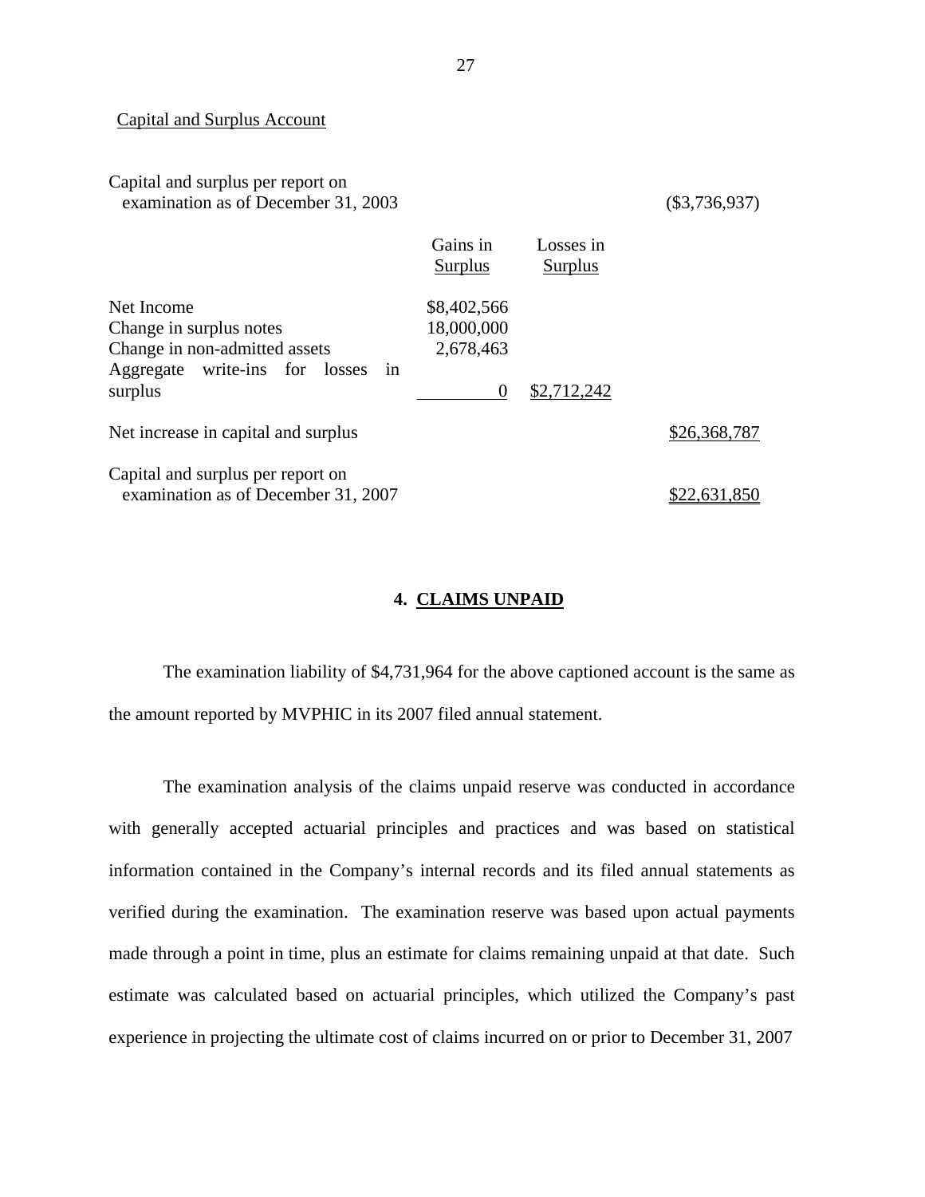Capital and Surplus Account

| | Gains in Surplus | Losses in Surplus | |
|---|---|---|---|
| Capital and surplus per report on examination as of December 31, 2003 | | | ($3,736,937) |
| Net Income | $8,402,566 | | |
| Change in surplus notes | 18,000,000 | | |
| Change in non-admitted assets | 2,678,463 | | |
| Aggregate write-ins for losses in surplus | 0 | $2,712,242 | |
| Net increase in capital and surplus | | | $26,368,787 |
| Capital and surplus per report on examination as of December 31, 2007 | | | $22,631,850 |

## 4. CLAIMS UNPAID

The examination liability of $4,731,964 for the above captioned account is the same as the amount reported by MVPHIC in its 2007 filed annual statement.

The examination analysis of the claims unpaid reserve was conducted in accordance with generally accepted actuarial principles and practices and was based on statistical information contained in the Company's internal records and its filed annual statements as verified during the examination. The examination reserve was based upon actual payments made through a point in time, plus an estimate for claims remaining unpaid at that date. Such estimate was calculated based on actuarial principles, which utilized the Company's past experience in projecting the ultimate cost of claims incurred on or prior to December 31, 2007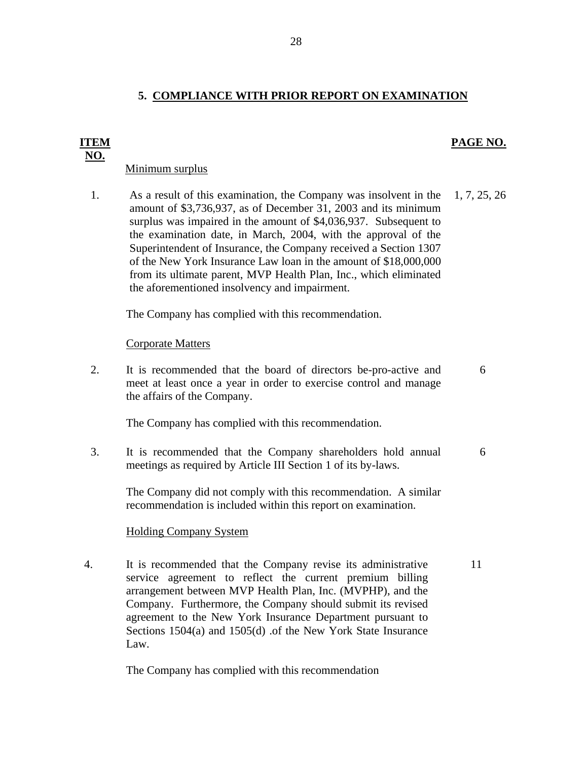## 5. COMPLIANCE WITH PRIOR REPORT ON EXAMINATION

| ITEM NO. | | PAGE NO. |
|---|---|---|
| | Minimum surplus | |
| 1. | As a result of this examination, the Company was insolvent in the amount of $3,736,937, as of December 31, 2003 and its minimum surplus was impaired in the amount of $4,036,937. Subsequent to the examination date, in March, 2004, with the approval of the Superintendent of Insurance, the Company received a Section 1307 of the New York Insurance Law loan in the amount of $18,000,000 from its ultimate parent, MVP Health Plan, Inc., which eliminated the aforementioned insolvency and impairment. | 1, 7, 25, 26 |
| | The Company has complied with this recommendation. | |
| | Corporate Matters | |
| 2. | It is recommended that the board of directors be-pro-active and meet at least once a year in order to exercise control and manage the affairs of the Company. | 6 |
| | The Company has complied with this recommendation. | |
| 3. | It is recommended that the Company shareholders hold annual meetings as required by Article III Section 1 of its by-laws. | 6 |
| | The Company did not comply with this recommendation. A similar recommendation is included within this report on examination. | |
| | Holding Company System | |
| 4. | It is recommended that the Company revise its administrative service agreement to reflect the current premium billing arrangement between MVP Health Plan, Inc. (MVPHP), and the Company. Furthermore, the Company should submit its revised agreement to the New York Insurance Department pursuant to Sections 1504(a) and 1505(d) .of the New York State Insurance Law. | 11 |
| | The Company has complied with this recommendation | |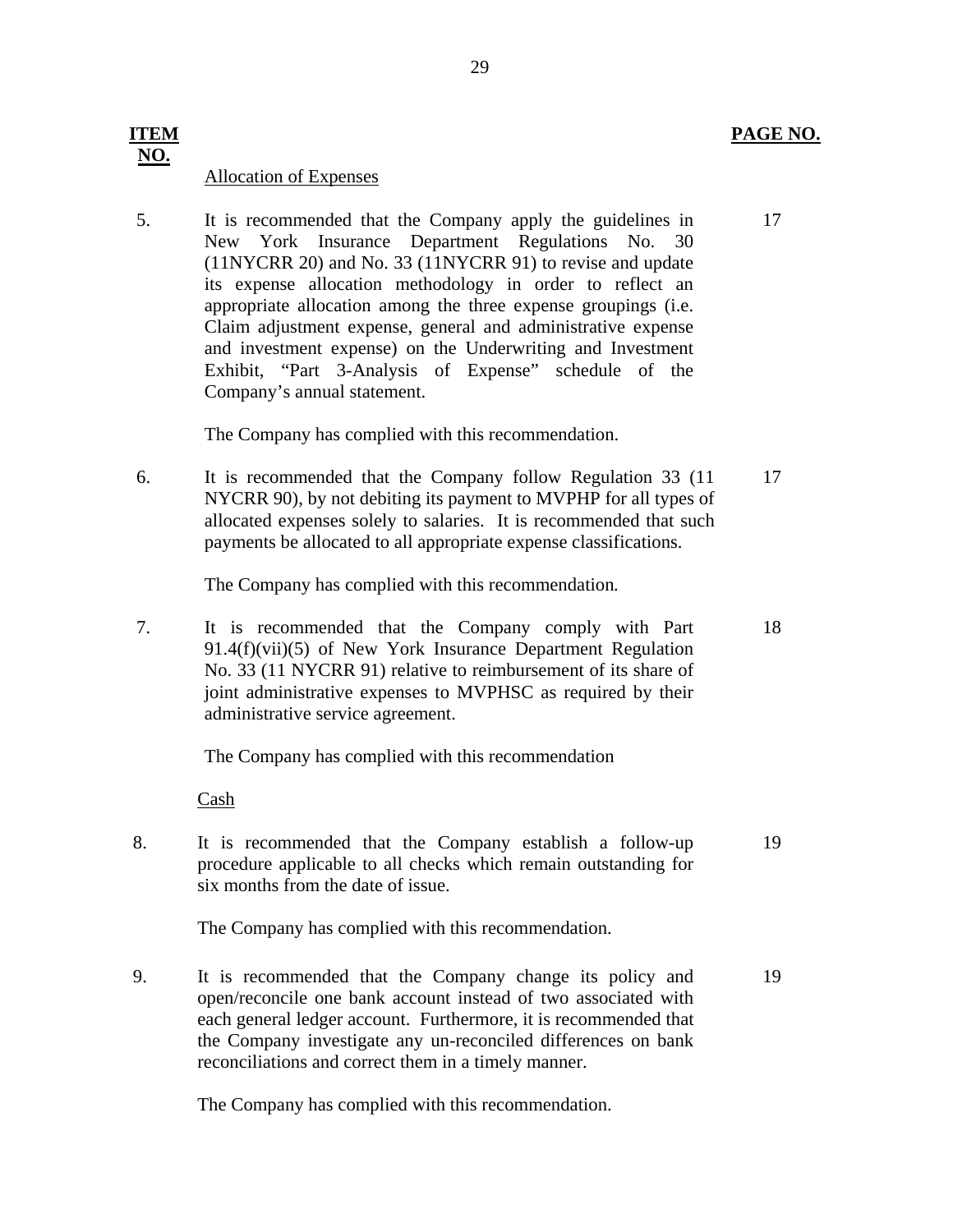| ITEM NO. | | PAGE NO. |
|---|---|---|
| | Allocation of Expenses | |
| 5. | It is recommended that the Company apply the guidelines in New York Insurance Department Regulations No. 30 (11NYCRR 20) and No. 33 (11NYCRR 91) to revise and update its expense allocation methodology in order to reflect an appropriate allocation among the three expense groupings (i.e. Claim adjustment expense, general and administrative expense and investment expense) on the Underwriting and Investment Exhibit, "Part 3-Analysis of Expense" schedule of the Company's annual statement.<br><br>The Company has complied with this recommendation. | 17 |
| 6. | It is recommended that the Company follow Regulation 33 (11 NYCRR 90), by not debiting its payment to MVPHP for all types of allocated expenses solely to salaries. It is recommended that such payments be allocated to all appropriate expense classifications.<br><br>The Company has complied with this recommendation. | 17 |
| 7. | It is recommended that the Company comply with Part 91.4(f)(vii)(5) of New York Insurance Department Regulation No. 33 (11 NYCRR 91) relative to reimbursement of its share of joint administrative expenses to MVPHSC as required by their administrative service agreement.<br><br>The Company has complied with this recommendation | 18 |
| | Cash | |
| 8. | It is recommended that the Company establish a follow-up procedure applicable to all checks which remain outstanding for six months from the date of issue.<br><br>The Company has complied with this recommendation. | 19 |
| 9. | It is recommended that the Company change its policy and open/reconcile one bank account instead of two associated with each general ledger account. Furthermore, it is recommended that the Company investigate any un-reconciled differences on bank reconciliations and correct them in a timely manner.<br><br>The Company has complied with this recommendation. | 19 |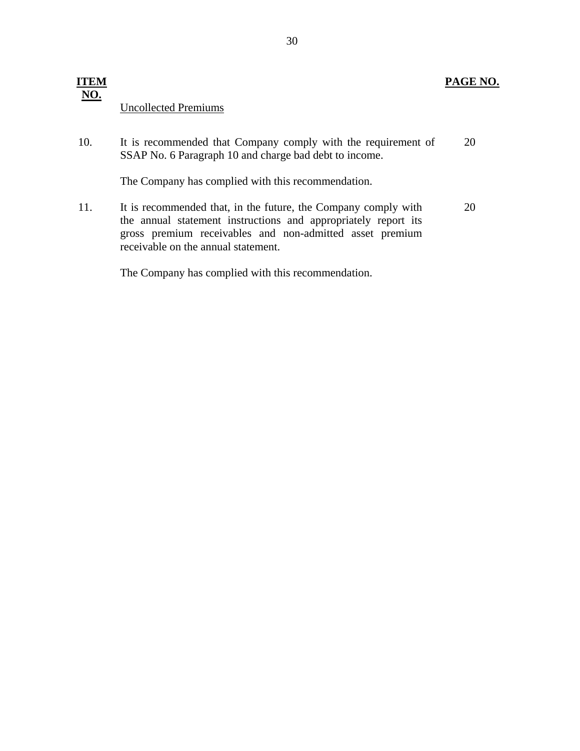| ITEM NO. | | PAGE NO. |
|---|---|---|
| | Uncollected Premiums | |
| 10. | It is recommended that Company comply with the requirement of SSAP No. 6 Paragraph 10 and charge bad debt to income. | 20 |
| | The Company has complied with this recommendation. | |
| 11. | It is recommended that, in the future, the Company comply with the annual statement instructions and appropriately report its gross premium receivables and non-admitted asset premium receivable on the annual statement. | 20 |
| | The Company has complied with this recommendation. | |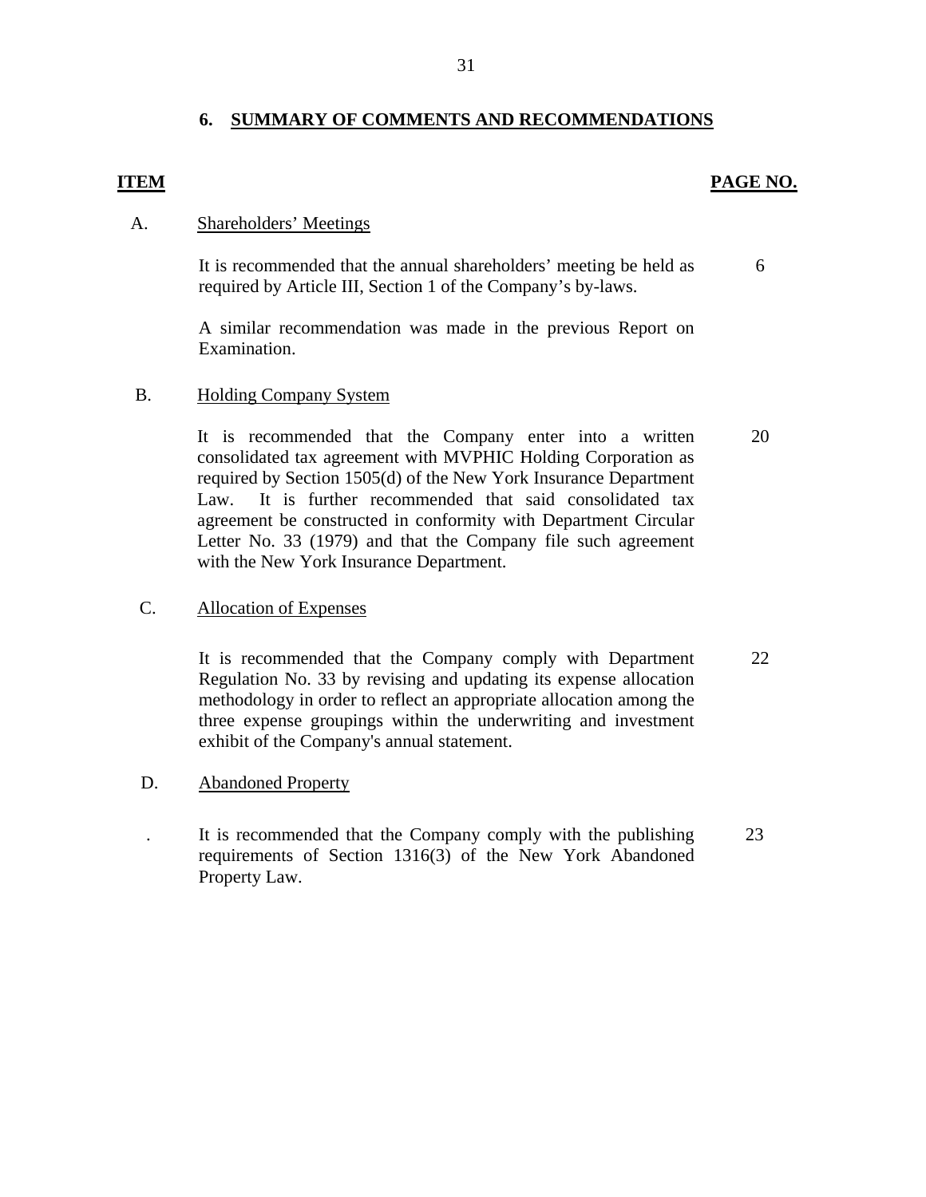## 6. SUMMARY OF COMMENTS AND RECOMMENDATIONS

| ITEM | | PAGE NO. |
|---|---|---|
| A. | Shareholders' Meetings | |
| | It is recommended that the annual shareholders' meeting be held as required by Article III, Section 1 of the Company's by-laws. | 6 |
| | A similar recommendation was made in the previous Report on Examination. | |
| B. | Holding Company System | |
| | It is recommended that the Company enter into a written consolidated tax agreement with MVPHIC Holding Corporation as required by Section 1505(d) of the New York Insurance Department Law. It is further recommended that said consolidated tax agreement be constructed in conformity with Department Circular Letter No. 33 (1979) and that the Company file such agreement with the New York Insurance Department. | 20 |
| C. | Allocation of Expenses | |
| | It is recommended that the Company comply with Department Regulation No. 33 by revising and updating its expense allocation methodology in order to reflect an appropriate allocation among the three expense groupings within the underwriting and investment exhibit of the Company's annual statement. | 22 |
| D. | Abandoned Property | |
| . | It is recommended that the Company comply with the publishing requirements of Section 1316(3) of the New York Abandoned Property Law. | 23 |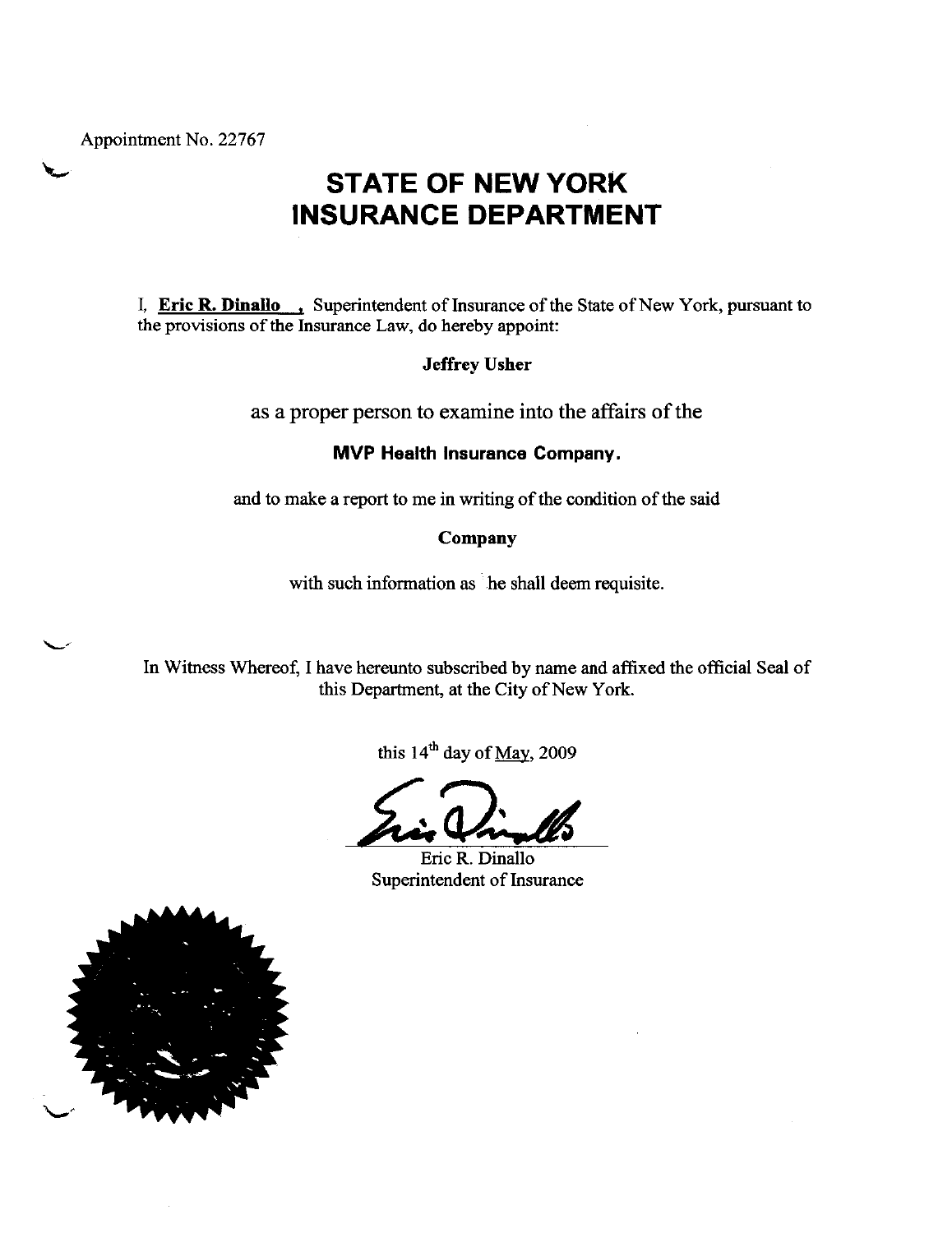Appointment No. 22767

# STATE OF NEW YORK
# INSURANCE DEPARTMENT

I, **Eric R. Dinallo** , Superintendent of Insurance of the State of New York, pursuant to the provisions of the Insurance Law, do hereby appoint:

**Jeffrey Usher**

as a proper person to examine into the affairs of the

**MVP Health Insurance Company.**

and to make a report to me in writing of the condition of the said

**Company**

with such information as he shall deem requisite.

In Witness Whereof, I have hereunto subscribed by name and affixed the official Seal of this Department, at the City of New York.

this 14th day of May, 2009

Eric R. Dinallo
Superintendent of Insurance